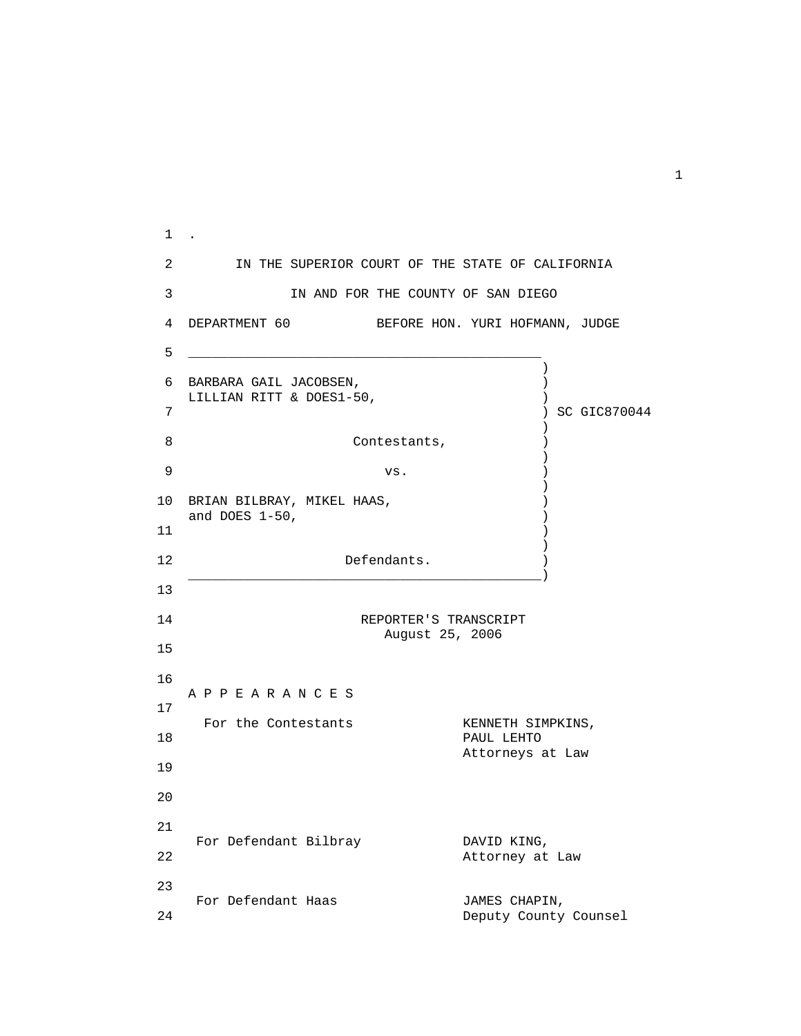IN THE SUPERIOR COURT OF THE STATE OF CALIFORNIA

IN AND FOR THE COUNTY OF SAN DIEGO

DEPARTMENT 60 BEFORE HON. YURI HOFMANN, JUDGE

BARBARA GAIL JACOBSEN, LILLIAN RITT & DOES1-50,

Contestants,

vs.

BRIAN BILBRAY, MIKEL HAAS, and DOES 1-50,

Defendants.

SC GIC870044

REPORTER'S TRANSCRIPT
August 25, 2006

A P P E A R A N C E S

For the Contestants: KENNETH SIMPKINS, PAUL LEHTO, Attorneys at Law

For Defendant Bilbray: DAVID KING, Attorney at Law

For Defendant Haas: JAMES CHAPIN, Deputy County Counsel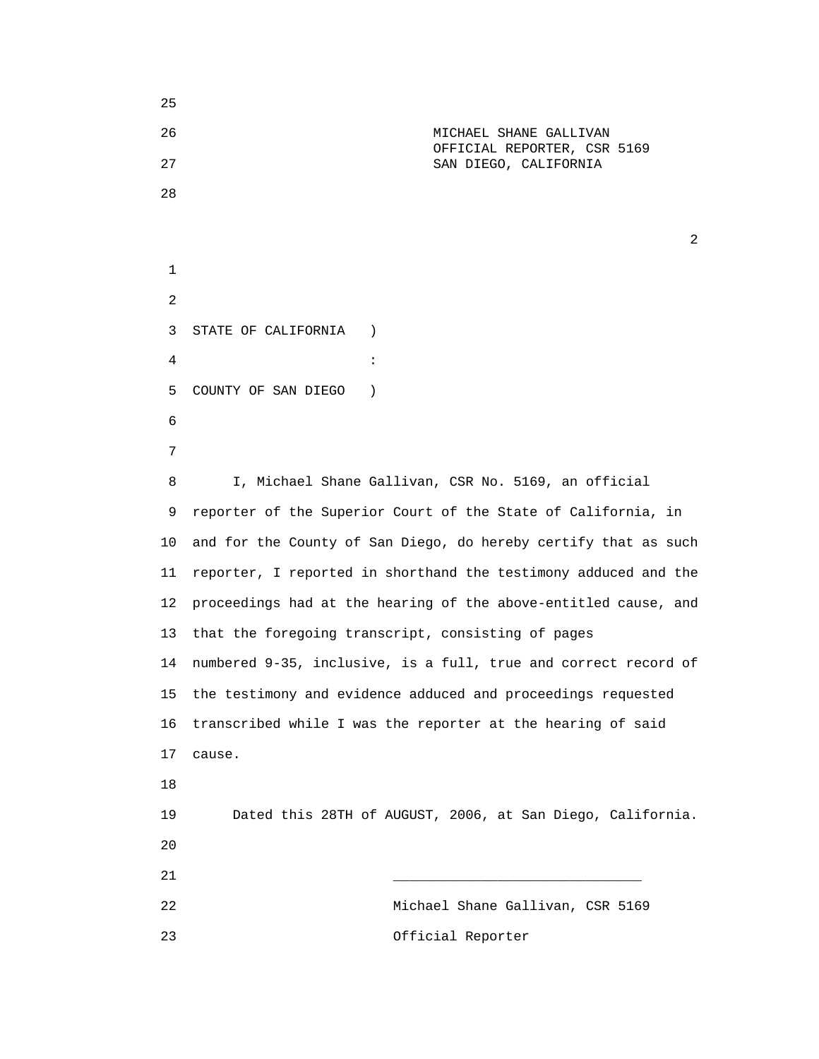MICHAEL SHANE GALLIVAN
OFFICIAL REPORTER, CSR 5169
SAN DIEGO, CALIFORNIA

STATE OF CALIFORNIA )
:
COUNTY OF SAN DIEGO )

I, Michael Shane Gallivan, CSR No. 5169, an official reporter of the Superior Court of the State of California, in and for the County of San Diego, do hereby certify that as such reporter, I reported in shorthand the testimony adduced and the proceedings had at the hearing of the above-entitled cause, and that the foregoing transcript, consisting of pages numbered 9-35, inclusive, is a full, true and correct record of the testimony and evidence adduced and proceedings requested transcribed while I was the reporter at the hearing of said cause.

Dated this 28TH of AUGUST, 2006, at San Diego, California.

______________________________

Michael Shane Gallivan, CSR 5169

Official Reporter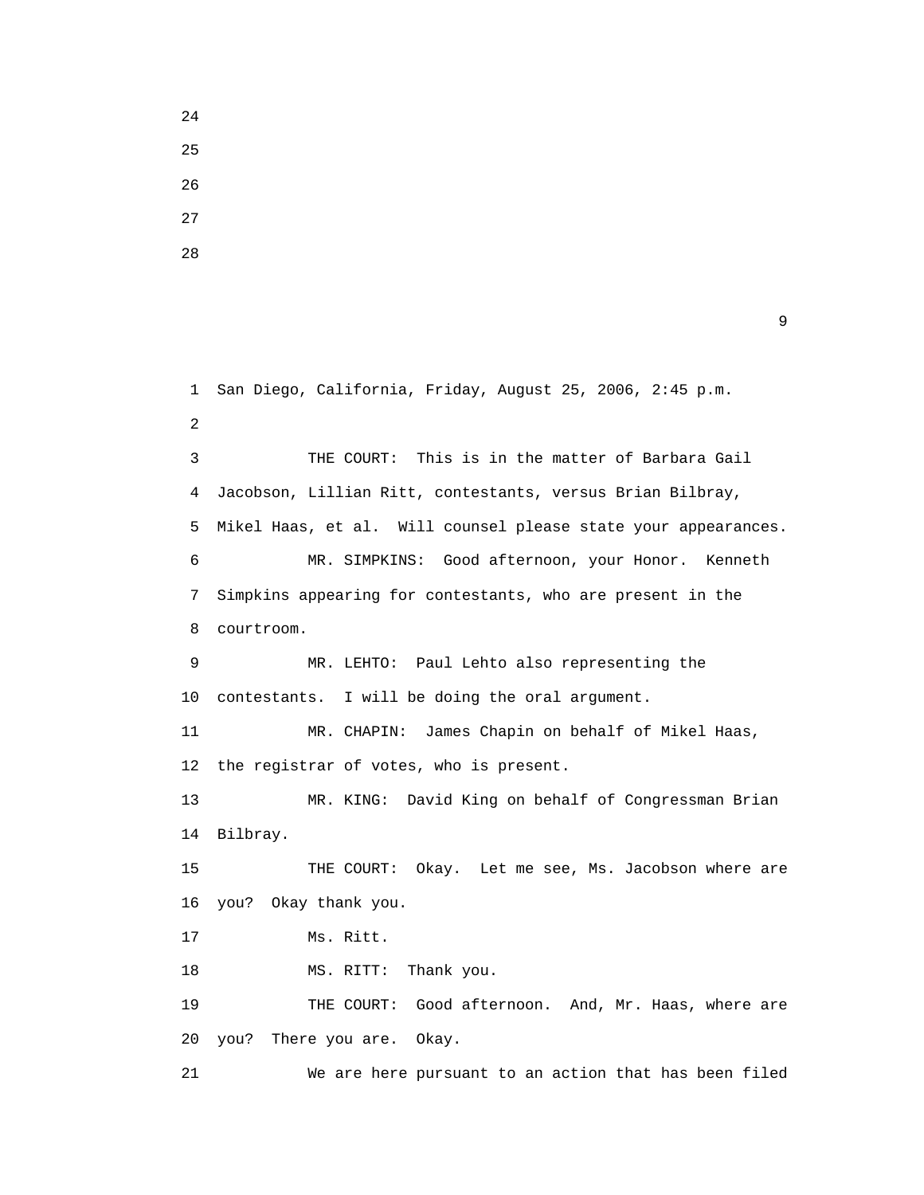San Diego, California, Friday, August 25, 2006, 2:45 p.m.

THE COURT: This is in the matter of Barbara Gail Jacobson, Lillian Ritt, contestants, versus Brian Bilbray, Mikel Haas, et al. Will counsel please state your appearances.

MR. SIMPKINS: Good afternoon, your Honor. Kenneth Simpkins appearing for contestants, who are present in the courtroom.

MR. LEHTO: Paul Lehto also representing the contestants. I will be doing the oral argument.

MR. CHAPIN: James Chapin on behalf of Mikel Haas, the registrar of votes, who is present.

MR. KING: David King on behalf of Congressman Brian Bilbray.

THE COURT: Okay. Let me see, Ms. Jacobson where are you? Okay thank you.

Ms. Ritt.

MS. RITT: Thank you.

THE COURT: Good afternoon. And, Mr. Haas, where are you? There you are. Okay.

We are here pursuant to an action that has been filed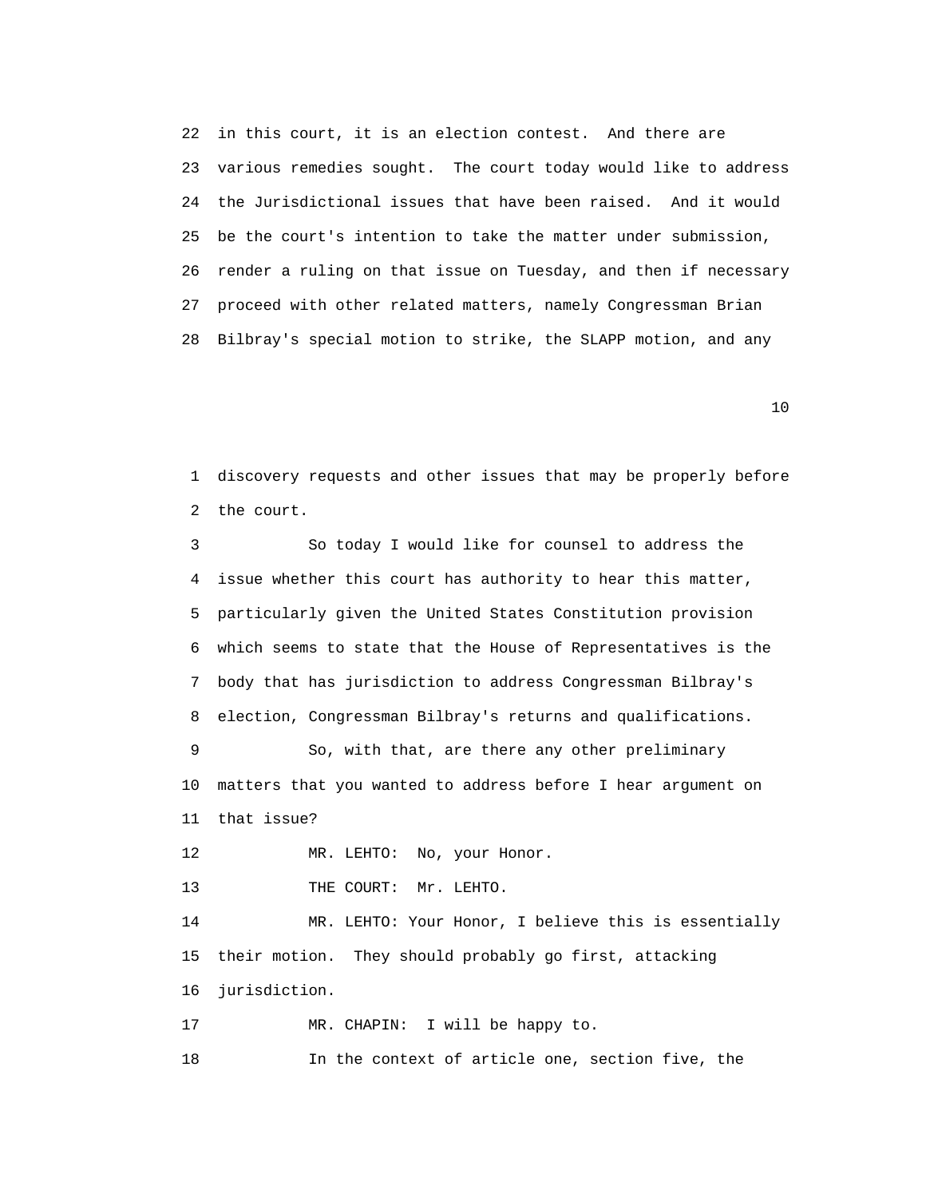22 in this court, it is an election contest. And there are
23 various remedies sought. The court today would like to address
24 the Jurisdictional issues that have been raised. And it would
25 be the court's intention to take the matter under submission,
26 render a ruling on that issue on Tuesday, and then if necessary
27 proceed with other related matters, namely Congressman Brian
28 Bilbray's special motion to strike, the SLAPP motion, and any

1 discovery requests and other issues that may be properly before
2 the court.

3 So today I would like for counsel to address the
4 issue whether this court has authority to hear this matter,
5 particularly given the United States Constitution provision
6 which seems to state that the House of Representatives is the
7 body that has jurisdiction to address Congressman Bilbray's
8 election, Congressman Bilbray's returns and qualifications.

9 So, with that, are there any other preliminary
10 matters that you wanted to address before I hear argument on
11 that issue?

12 MR. LEHTO: No, your Honor.

13 THE COURT: Mr. LEHTO.

14 MR. LEHTO: Your Honor, I believe this is essentially
15 their motion. They should probably go first, attacking
16 jurisdiction.

17 MR. CHAPIN: I will be happy to.

18 In the context of article one, section five, the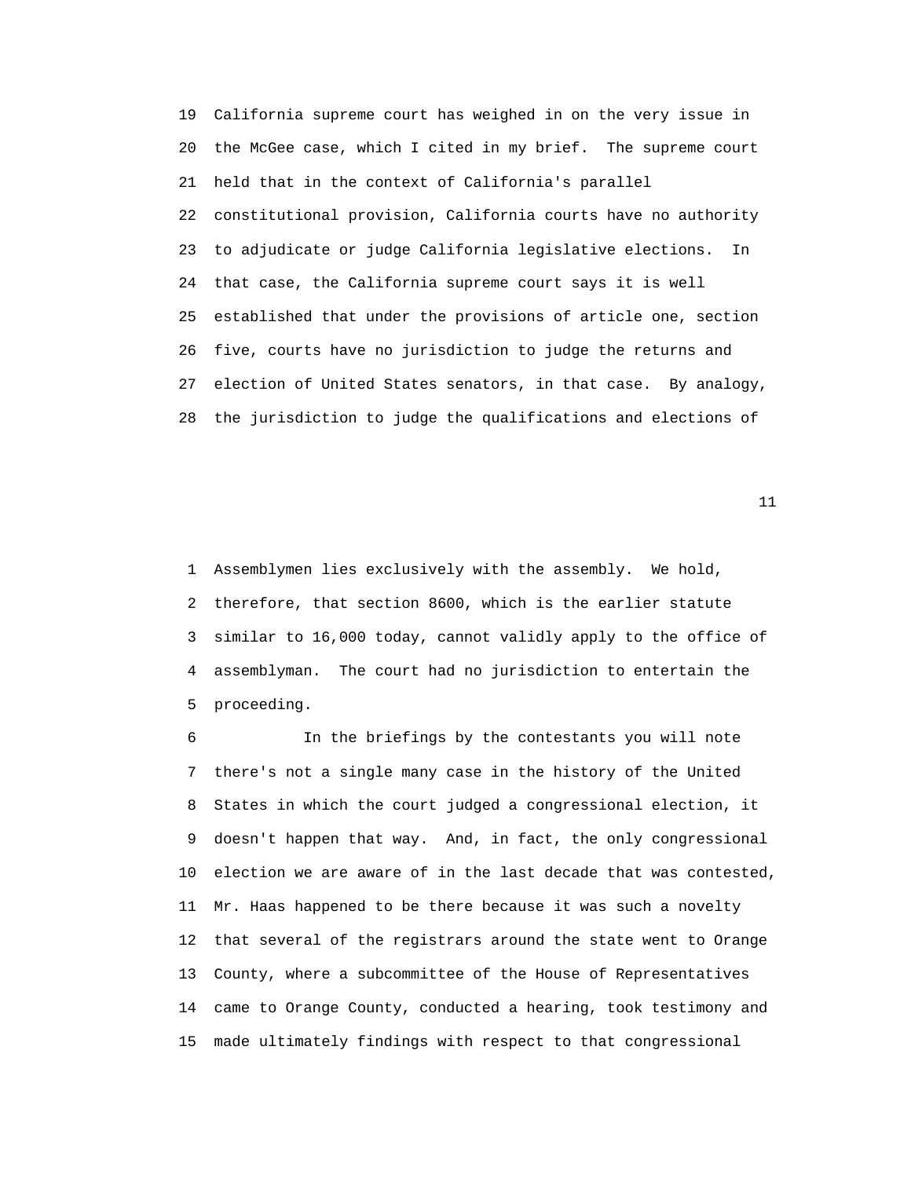19 California supreme court has weighed in on the very issue in
20 the McGee case, which I cited in my brief. The supreme court
21 held that in the context of California's parallel
22 constitutional provision, California courts have no authority
23 to adjudicate or judge California legislative elections. In
24 that case, the California supreme court says it is well
25 established that under the provisions of article one, section
26 five, courts have no jurisdiction to judge the returns and
27 election of United States senators, in that case. By analogy,
28 the jurisdiction to judge the qualifications and elections of

1 Assemblymen lies exclusively with the assembly. We hold,
2 therefore, that section 8600, which is the earlier statute
3 similar to 16,000 today, cannot validly apply to the office of
4 assemblyman. The court had no jurisdiction to entertain the
5 proceeding.
6 In the briefings by the contestants you will note
7 there's not a single many case in the history of the United
8 States in which the court judged a congressional election, it
9 doesn't happen that way. And, in fact, the only congressional
10 election we are aware of in the last decade that was contested,
11 Mr. Haas happened to be there because it was such a novelty
12 that several of the registrars around the state went to Orange
13 County, where a subcommittee of the House of Representatives
14 came to Orange County, conducted a hearing, took testimony and
15 made ultimately findings with respect to that congressional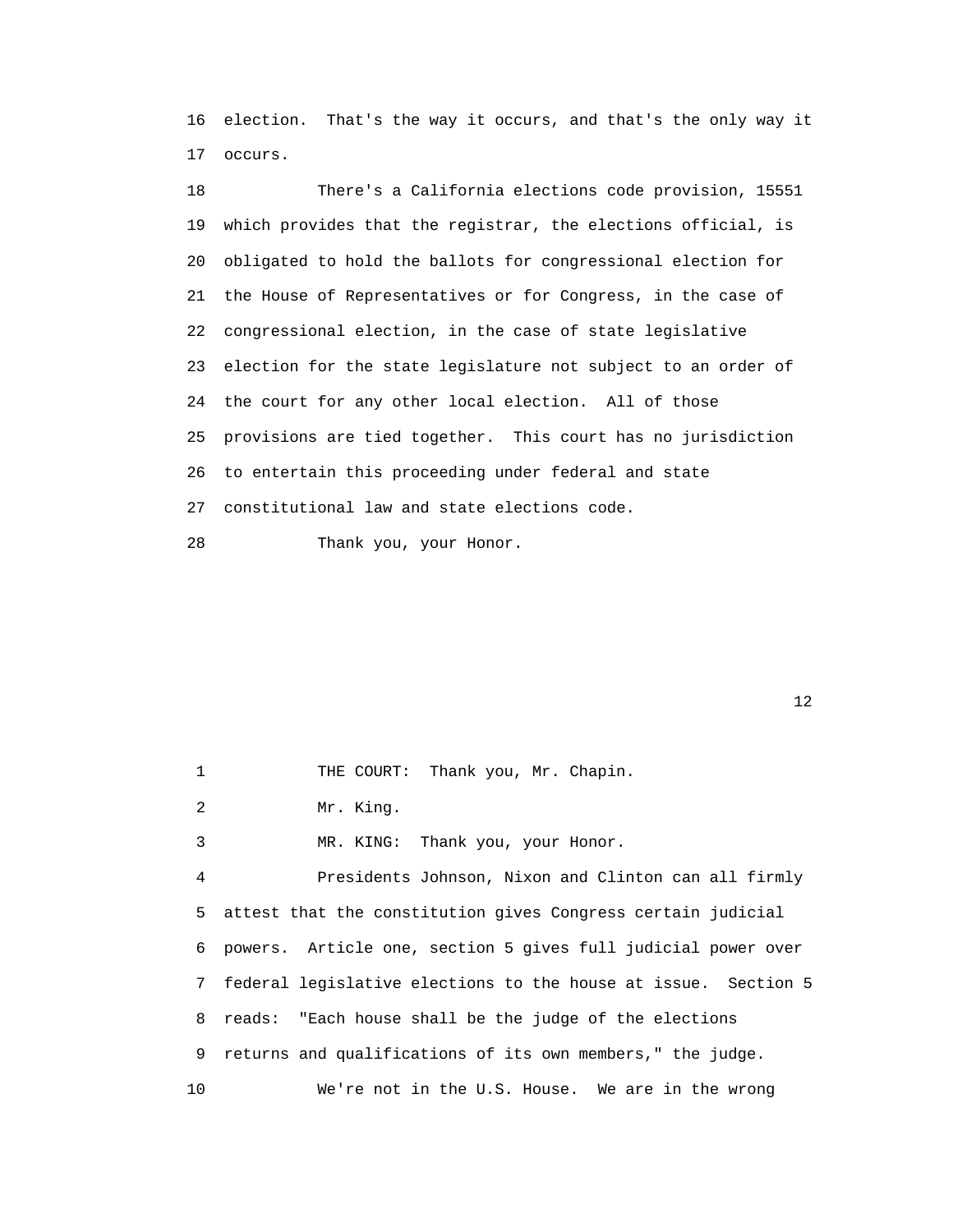16 election. That's the way it occurs, and that's the only way it
17 occurs.

18 There's a California elections code provision, 15551
19 which provides that the registrar, the elections official, is
20 obligated to hold the ballots for congressional election for
21 the House of Representatives or for Congress, in the case of
22 congressional election, in the case of state legislative
23 election for the state legislature not subject to an order of
24 the court for any other local election. All of those
25 provisions are tied together. This court has no jurisdiction
26 to entertain this proceeding under federal and state
27 constitutional law and state elections code.

28 Thank you, your Honor.

1 THE COURT: Thank you, Mr. Chapin.

2 Mr. King.

3 MR. KING: Thank you, your Honor.

4 Presidents Johnson, Nixon and Clinton can all firmly
5 attest that the constitution gives Congress certain judicial
6 powers. Article one, section 5 gives full judicial power over
7 federal legislative elections to the house at issue. Section 5
8 reads: "Each house shall be the judge of the elections
9 returns and qualifications of its own members," the judge.

10 We're not in the U.S. House. We are in the wrong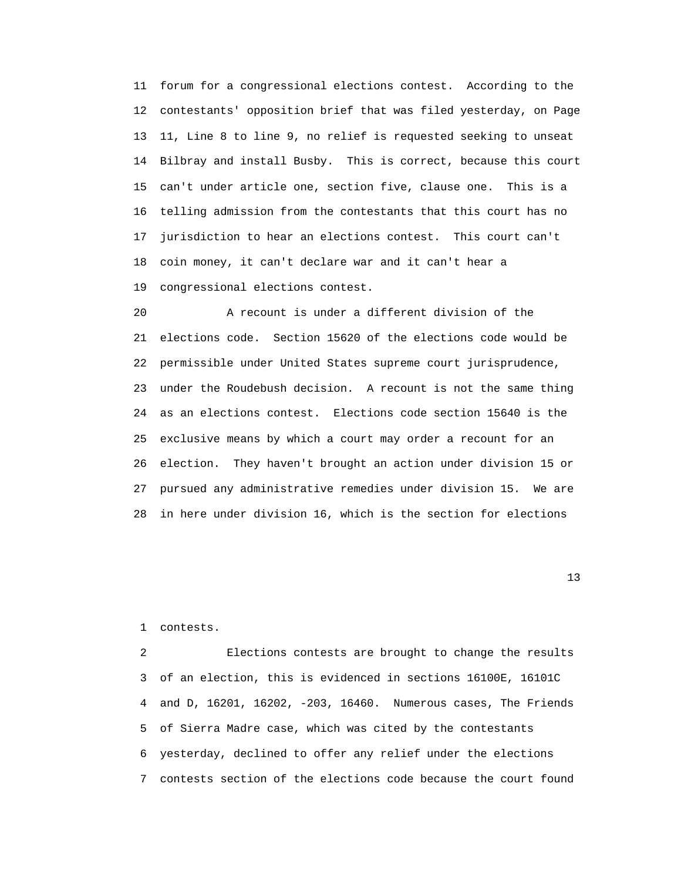forum for a congressional elections contest. According to the contestants' opposition brief that was filed yesterday, on Page 11, Line 8 to line 9, no relief is requested seeking to unseat Bilbray and install Busby. This is correct, because this court can't under article one, section five, clause one. This is a telling admission from the contestants that this court has no jurisdiction to hear an elections contest. This court can't coin money, it can't declare war and it can't hear a congressional elections contest.

A recount is under a different division of the elections code. Section 15620 of the elections code would be permissible under United States supreme court jurisprudence, under the Roudebush decision. A recount is not the same thing as an elections contest. Elections code section 15640 is the exclusive means by which a court may order a recount for an election. They haven't brought an action under division 15 or pursued any administrative remedies under division 15. We are in here under division 16, which is the section for elections contests.

Elections contests are brought to change the results of an election, this is evidenced in sections 16100E, 16101C and D, 16201, 16202, -203, 16460. Numerous cases, The Friends of Sierra Madre case, which was cited by the contestants yesterday, declined to offer any relief under the elections contests section of the elections code because the court found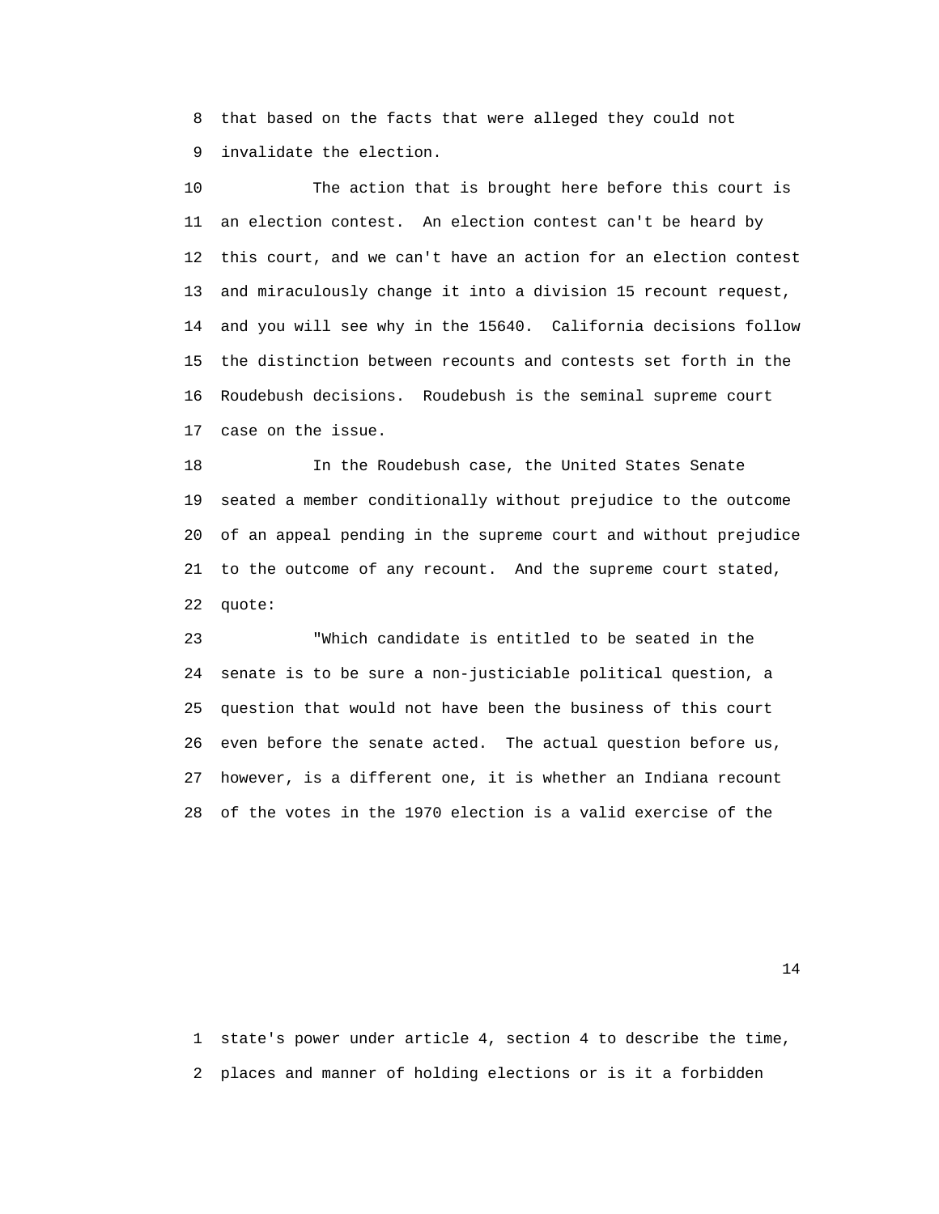that based on the facts that were alleged they could not invalidate the election.

The action that is brought here before this court is an election contest. An election contest can't be heard by this court, and we can't have an action for an election contest and miraculously change it into a division 15 recount request, and you will see why in the 15640. California decisions follow the distinction between recounts and contests set forth in the Roudebush decisions. Roudebush is the seminal supreme court case on the issue.

In the Roudebush case, the United States Senate seated a member conditionally without prejudice to the outcome of an appeal pending in the supreme court and without prejudice to the outcome of any recount. And the supreme court stated, quote:

"Which candidate is entitled to be seated in the senate is to be sure a non-justiciable political question, a question that would not have been the business of this court even before the senate acted. The actual question before us, however, is a different one, it is whether an Indiana recount of the votes in the 1970 election is a valid exercise of the state's power under article 4, section 4 to describe the time, places and manner of holding elections or is it a forbidden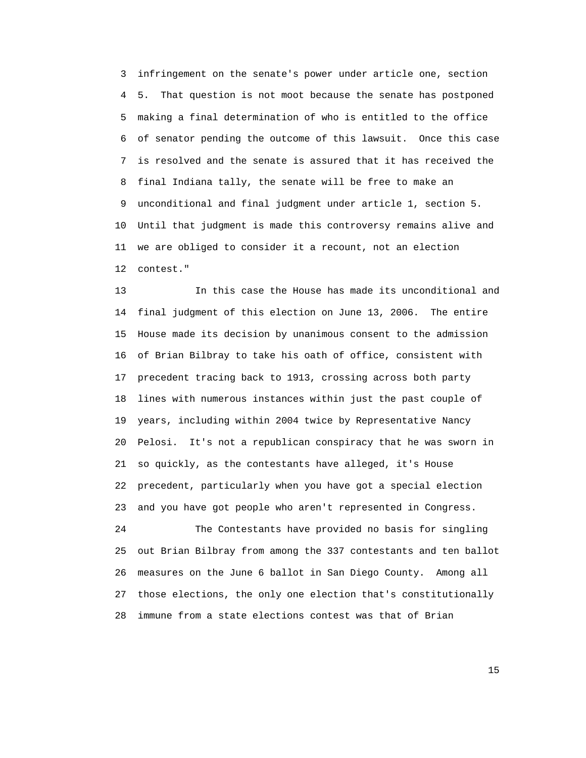infringement on the senate's power under article one, section 5. That question is not moot because the senate has postponed making a final determination of who is entitled to the office of senator pending the outcome of this lawsuit. Once this case is resolved and the senate is assured that it has received the final Indiana tally, the senate will be free to make an unconditional and final judgment under article 1, section 5. Until that judgment is made this controversy remains alive and we are obliged to consider it a recount, not an election contest."

In this case the House has made its unconditional and final judgment of this election on June 13, 2006. The entire House made its decision by unanimous consent to the admission of Brian Bilbray to take his oath of office, consistent with precedent tracing back to 1913, crossing across both party lines with numerous instances within just the past couple of years, including within 2004 twice by Representative Nancy Pelosi. It's not a republican conspiracy that he was sworn in so quickly, as the contestants have alleged, it's House precedent, particularly when you have got a special election and you have got people who aren't represented in Congress.

The Contestants have provided no basis for singling out Brian Bilbray from among the 337 contestants and ten ballot measures on the June 6 ballot in San Diego County. Among all those elections, the only one election that's constitutionally immune from a state elections contest was that of Brian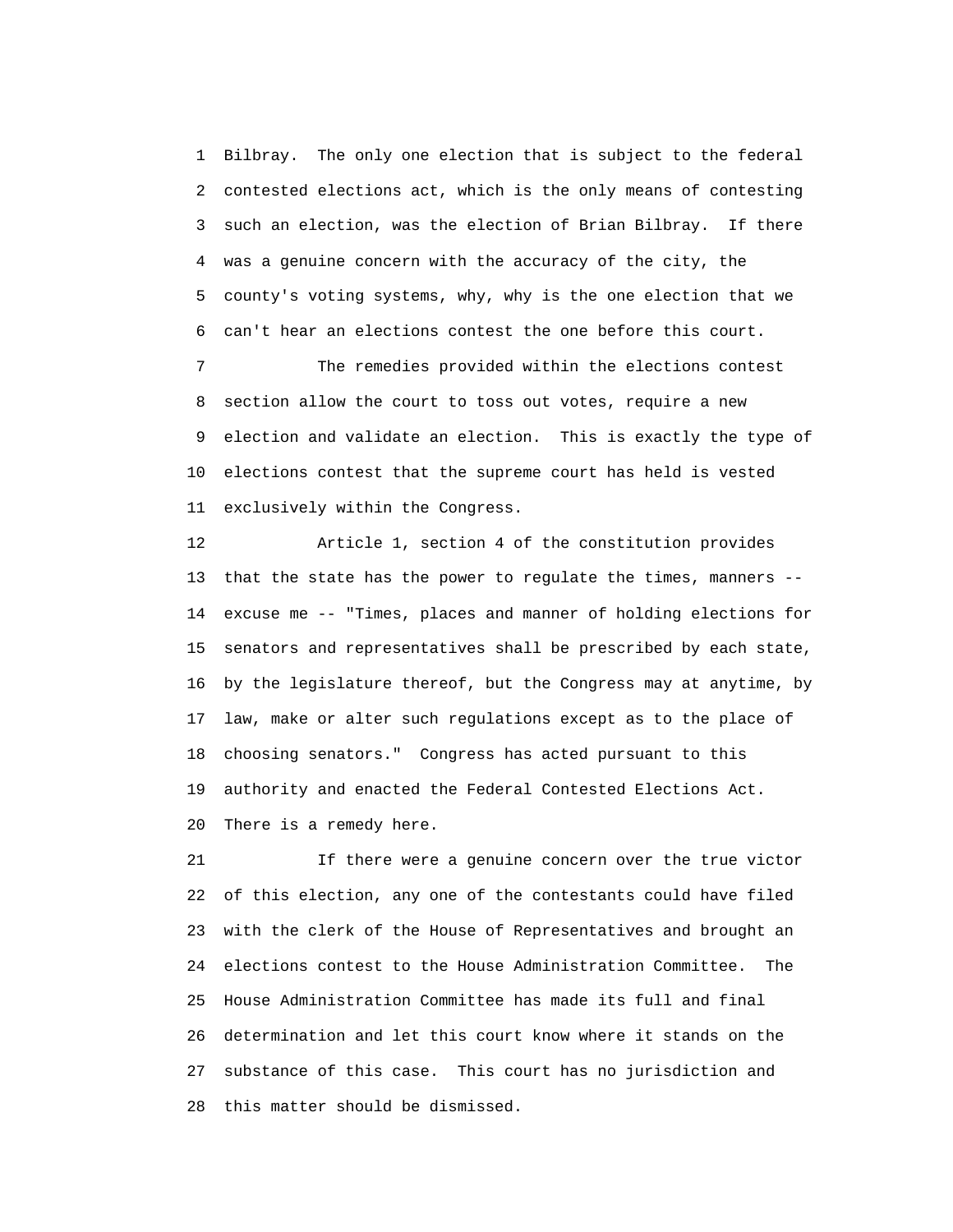Bilbray. The only one election that is subject to the federal contested elections act, which is the only means of contesting such an election, was the election of Brian Bilbray. If there was a genuine concern with the accuracy of the city, the county's voting systems, why, why is the one election that we can't hear an elections contest the one before this court.

The remedies provided within the elections contest section allow the court to toss out votes, require a new election and validate an election. This is exactly the type of elections contest that the supreme court has held is vested exclusively within the Congress.

Article 1, section 4 of the constitution provides that the state has the power to regulate the times, manners -- excuse me -- "Times, places and manner of holding elections for senators and representatives shall be prescribed by each state, by the legislature thereof, but the Congress may at anytime, by law, make or alter such regulations except as to the place of choosing senators." Congress has acted pursuant to this authority and enacted the Federal Contested Elections Act. There is a remedy here.

If there were a genuine concern over the true victor of this election, any one of the contestants could have filed with the clerk of the House of Representatives and brought an elections contest to the House Administration Committee. The House Administration Committee has made its full and final determination and let this court know where it stands on the substance of this case. This court has no jurisdiction and this matter should be dismissed.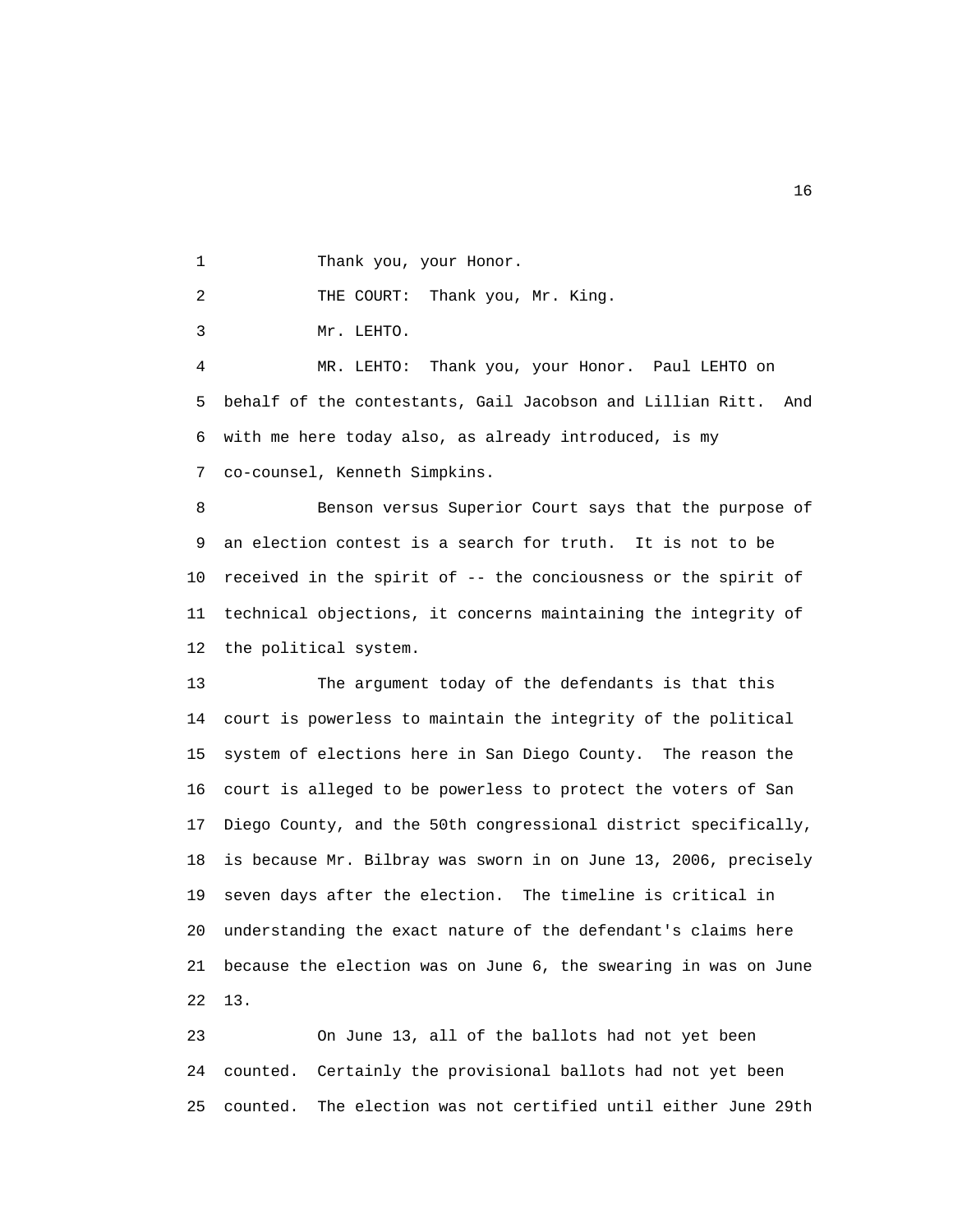Thank you, your Honor.

THE COURT: Thank you, Mr. King.

Mr. LEHTO.

MR. LEHTO: Thank you, your Honor. Paul LEHTO on behalf of the contestants, Gail Jacobson and Lillian Ritt. And with me here today also, as already introduced, is my co-counsel, Kenneth Simpkins.

Benson versus Superior Court says that the purpose of an election contest is a search for truth. It is not to be received in the spirit of -- the conciousness or the spirit of technical objections, it concerns maintaining the integrity of the political system.

The argument today of the defendants is that this court is powerless to maintain the integrity of the political system of elections here in San Diego County. The reason the court is alleged to be powerless to protect the voters of San Diego County, and the 50th congressional district specifically, is because Mr. Bilbray was sworn in on June 13, 2006, precisely seven days after the election. The timeline is critical in understanding the exact nature of the defendant's claims here because the election was on June 6, the swearing in was on June 13.

On June 13, all of the ballots had not yet been counted. Certainly the provisional ballots had not yet been counted. The election was not certified until either June 29th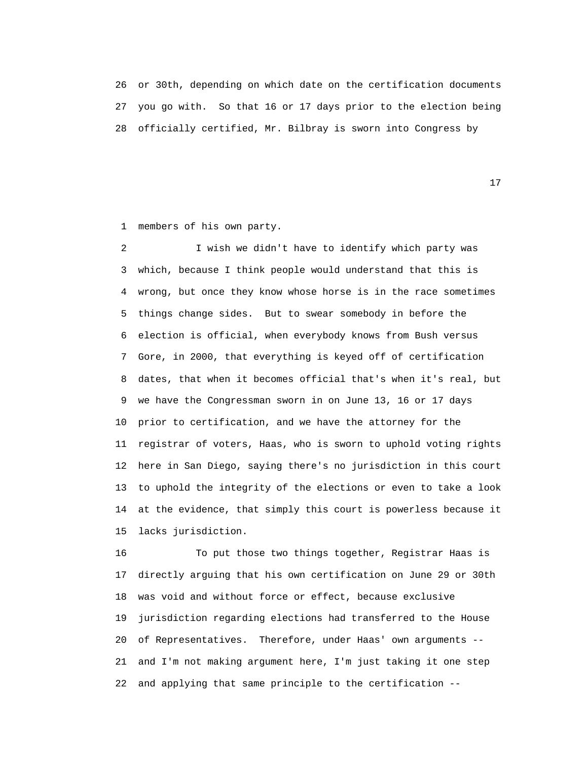or 30th, depending on which date on the certification documents you go with. So that 16 or 17 days prior to the election being officially certified, Mr. Bilbray is sworn into Congress by members of his own party.

I wish we didn't have to identify which party was which, because I think people would understand that this is wrong, but once they know whose horse is in the race sometimes things change sides. But to swear somebody in before the election is official, when everybody knows from Bush versus Gore, in 2000, that everything is keyed off of certification dates, that when it becomes official that's when it's real, but we have the Congressman sworn in on June 13, 16 or 17 days prior to certification, and we have the attorney for the registrar of voters, Haas, who is sworn to uphold voting rights here in San Diego, saying there's no jurisdiction in this court to uphold the integrity of the elections or even to take a look at the evidence, that simply this court is powerless because it lacks jurisdiction.

To put those two things together, Registrar Haas is directly arguing that his own certification on June 29 or 30th was void and without force or effect, because exclusive jurisdiction regarding elections had transferred to the House of Representatives. Therefore, under Haas' own arguments -- and I'm not making argument here, I'm just taking it one step and applying that same principle to the certification --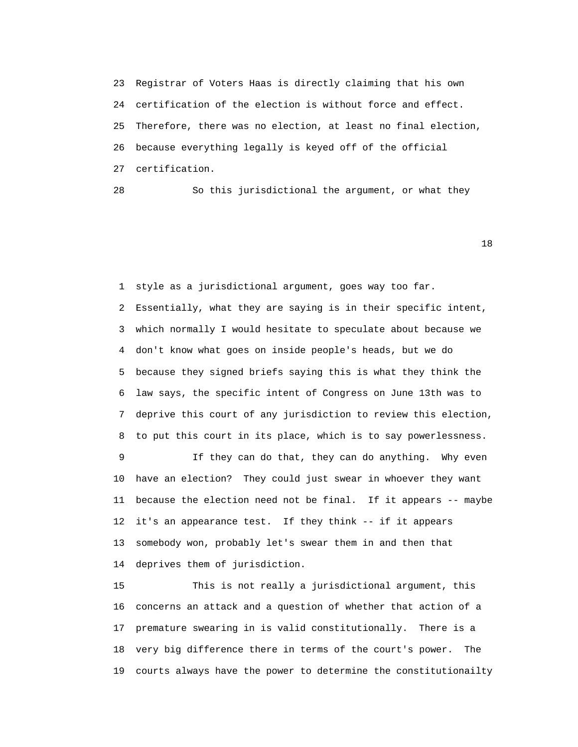23 Registrar of Voters Haas is directly claiming that his own
24 certification of the election is without force and effect.
25 Therefore, there was no election, at least no final election,
26 because everything legally is keyed off of the official
27 certification.

28 So this jurisdictional the argument, or what they

1 style as a jurisdictional argument, goes way too far.
2 Essentially, what they are saying is in their specific intent,
3 which normally I would hesitate to speculate about because we
4 don't know what goes on inside people's heads, but we do
5 because they signed briefs saying this is what they think the
6 law says, the specific intent of Congress on June 13th was to
7 deprive this court of any jurisdiction to review this election,
8 to put this court in its place, which is to say powerlessness.

9 If they can do that, they can do anything. Why even
10 have an election? They could just swear in whoever they want
11 because the election need not be final. If it appears -- maybe
12 it's an appearance test. If they think -- if it appears
13 somebody won, probably let's swear them in and then that
14 deprives them of jurisdiction.

15 This is not really a jurisdictional argument, this
16 concerns an attack and a question of whether that action of a
17 premature swearing in is valid constitutionally. There is a
18 very big difference there in terms of the court's power. The
19 courts always have the power to determine the constitutionailty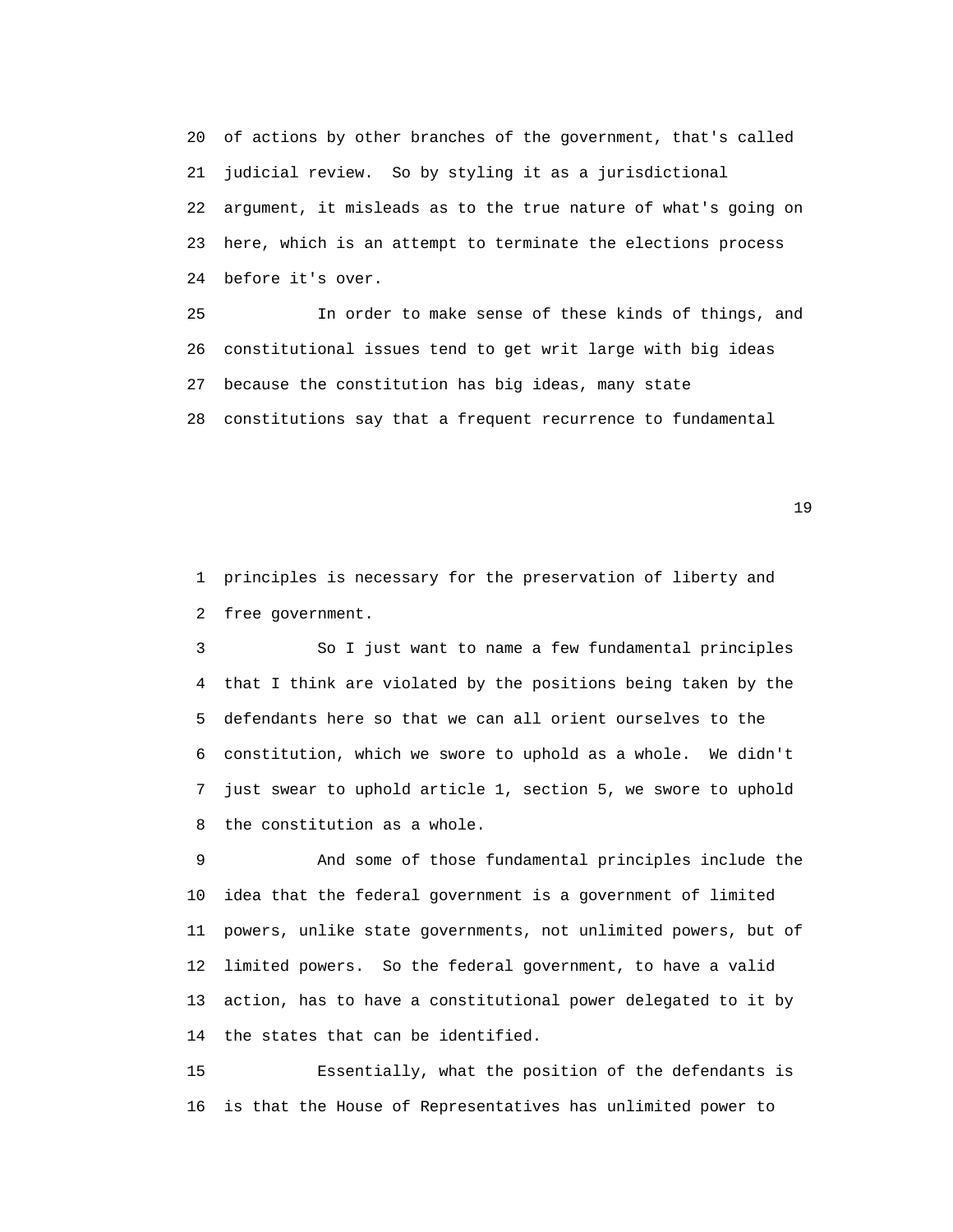of actions by other branches of the government, that's called judicial review. So by styling it as a jurisdictional argument, it misleads as to the true nature of what's going on here, which is an attempt to terminate the elections process before it's over.

In order to make sense of these kinds of things, and constitutional issues tend to get writ large with big ideas because the constitution has big ideas, many state constitutions say that a frequent recurrence to fundamental principles is necessary for the preservation of liberty and free government.

So I just want to name a few fundamental principles that I think are violated by the positions being taken by the defendants here so that we can all orient ourselves to the constitution, which we swore to uphold as a whole. We didn't just swear to uphold article 1, section 5, we swore to uphold the constitution as a whole.

And some of those fundamental principles include the idea that the federal government is a government of limited powers, unlike state governments, not unlimited powers, but of limited powers. So the federal government, to have a valid action, has to have a constitutional power delegated to it by the states that can be identified.

Essentially, what the position of the defendants is is that the House of Representatives has unlimited power to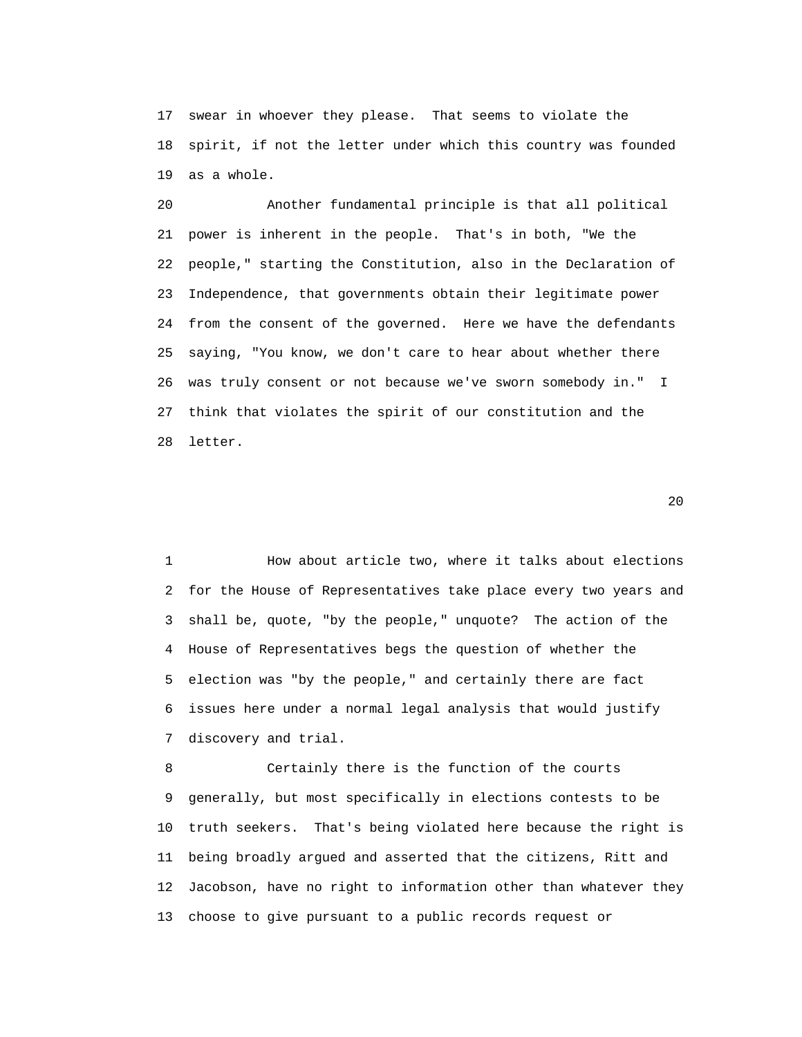17 swear in whoever they please. That seems to violate the
18 spirit, if not the letter under which this country was founded
19 as a whole.

20 Another fundamental principle is that all political
21 power is inherent in the people. That's in both, "We the
22 people," starting the Constitution, also in the Declaration of
23 Independence, that governments obtain their legitimate power
24 from the consent of the governed. Here we have the defendants
25 saying, "You know, we don't care to hear about whether there
26 was truly consent or not because we've sworn somebody in." I
27 think that violates the spirit of our constitution and the
28 letter.

1 How about article two, where it talks about elections
2 for the House of Representatives take place every two years and
3 shall be, quote, "by the people," unquote? The action of the
4 House of Representatives begs the question of whether the
5 election was "by the people," and certainly there are fact
6 issues here under a normal legal analysis that would justify
7 discovery and trial.

8 Certainly there is the function of the courts
9 generally, but most specifically in elections contests to be
10 truth seekers. That's being violated here because the right is
11 being broadly argued and asserted that the citizens, Ritt and
12 Jacobson, have no right to information other than whatever they
13 choose to give pursuant to a public records request or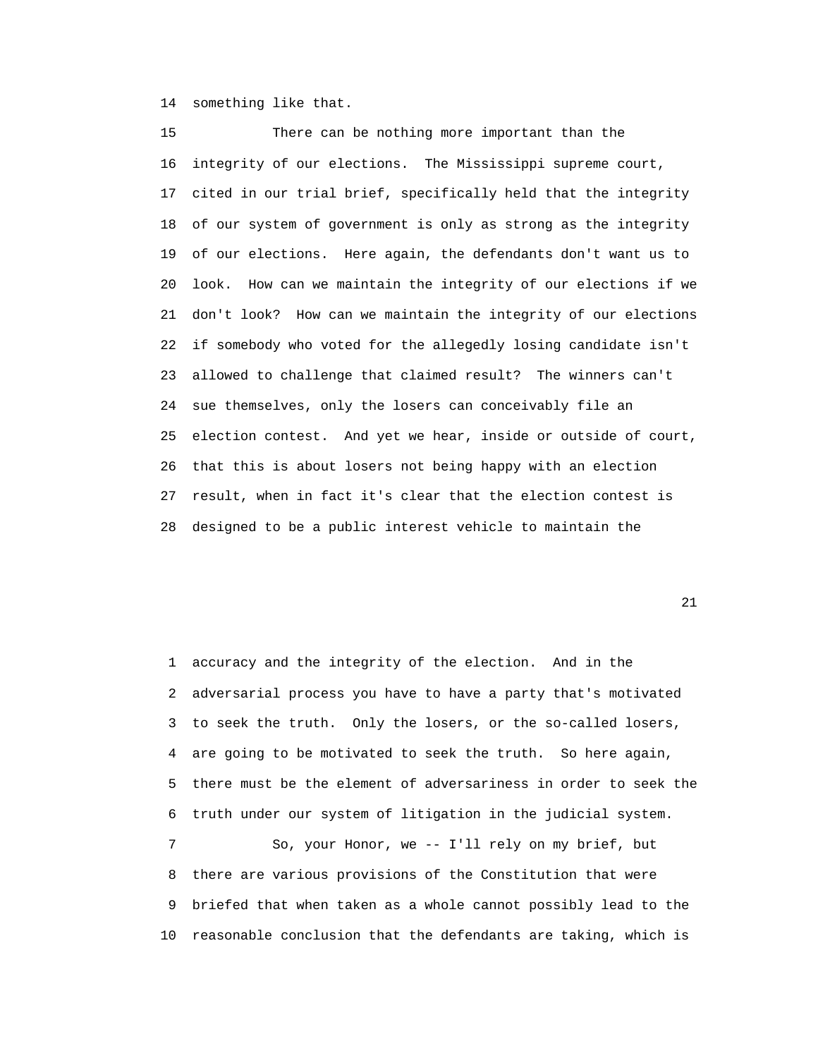14 something like that.

15 There can be nothing more important than the
16 integrity of our elections. The Mississippi supreme court,
17 cited in our trial brief, specifically held that the integrity
18 of our system of government is only as strong as the integrity
19 of our elections. Here again, the defendants don't want us to
20 look. How can we maintain the integrity of our elections if we
21 don't look? How can we maintain the integrity of our elections
22 if somebody who voted for the allegedly losing candidate isn't
23 allowed to challenge that claimed result? The winners can't
24 sue themselves, only the losers can conceivably file an
25 election contest. And yet we hear, inside or outside of court,
26 that this is about losers not being happy with an election
27 result, when in fact it's clear that the election contest is
28 designed to be a public interest vehicle to maintain the

1 accuracy and the integrity of the election. And in the
2 adversarial process you have to have a party that's motivated
3 to seek the truth. Only the losers, or the so-called losers,
4 are going to be motivated to seek the truth. So here again,
5 there must be the element of adversariness in order to seek the
6 truth under our system of litigation in the judicial system.

7 So, your Honor, we -- I'll rely on my brief, but
8 there are various provisions of the Constitution that were
9 briefed that when taken as a whole cannot possibly lead to the
10 reasonable conclusion that the defendants are taking, which is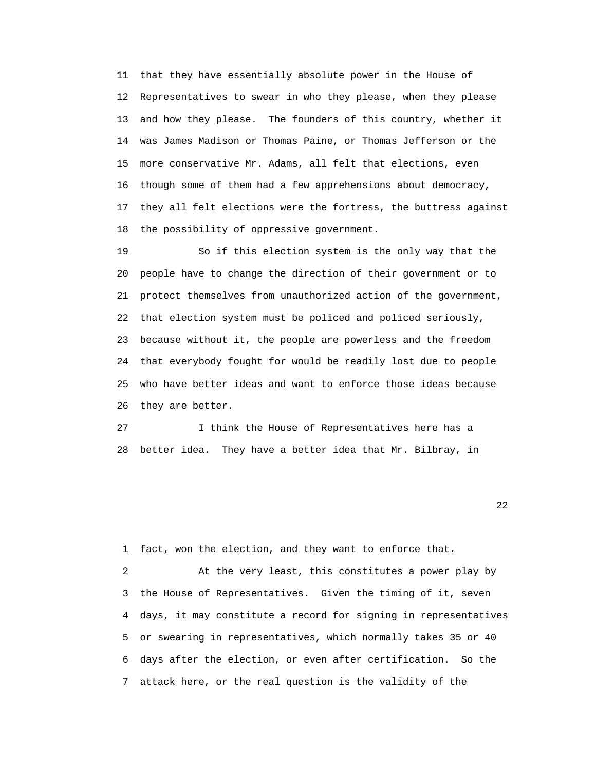that they have essentially absolute power in the House of Representatives to swear in who they please, when they please and how they please. The founders of this country, whether it was James Madison or Thomas Paine, or Thomas Jefferson or the more conservative Mr. Adams, all felt that elections, even though some of them had a few apprehensions about democracy, they all felt elections were the fortress, the buttress against the possibility of oppressive government.

So if this election system is the only way that the people have to change the direction of their government or to protect themselves from unauthorized action of the government, that election system must be policed and policed seriously, because without it, the people are powerless and the freedom that everybody fought for would be readily lost due to people who have better ideas and want to enforce those ideas because they are better.

I think the House of Representatives here has a better idea. They have a better idea that Mr. Bilbray, in fact, won the election, and they want to enforce that.

At the very least, this constitutes a power play by the House of Representatives. Given the timing of it, seven days, it may constitute a record for signing in representatives or swearing in representatives, which normally takes 35 or 40 days after the election, or even after certification. So the attack here, or the real question is the validity of the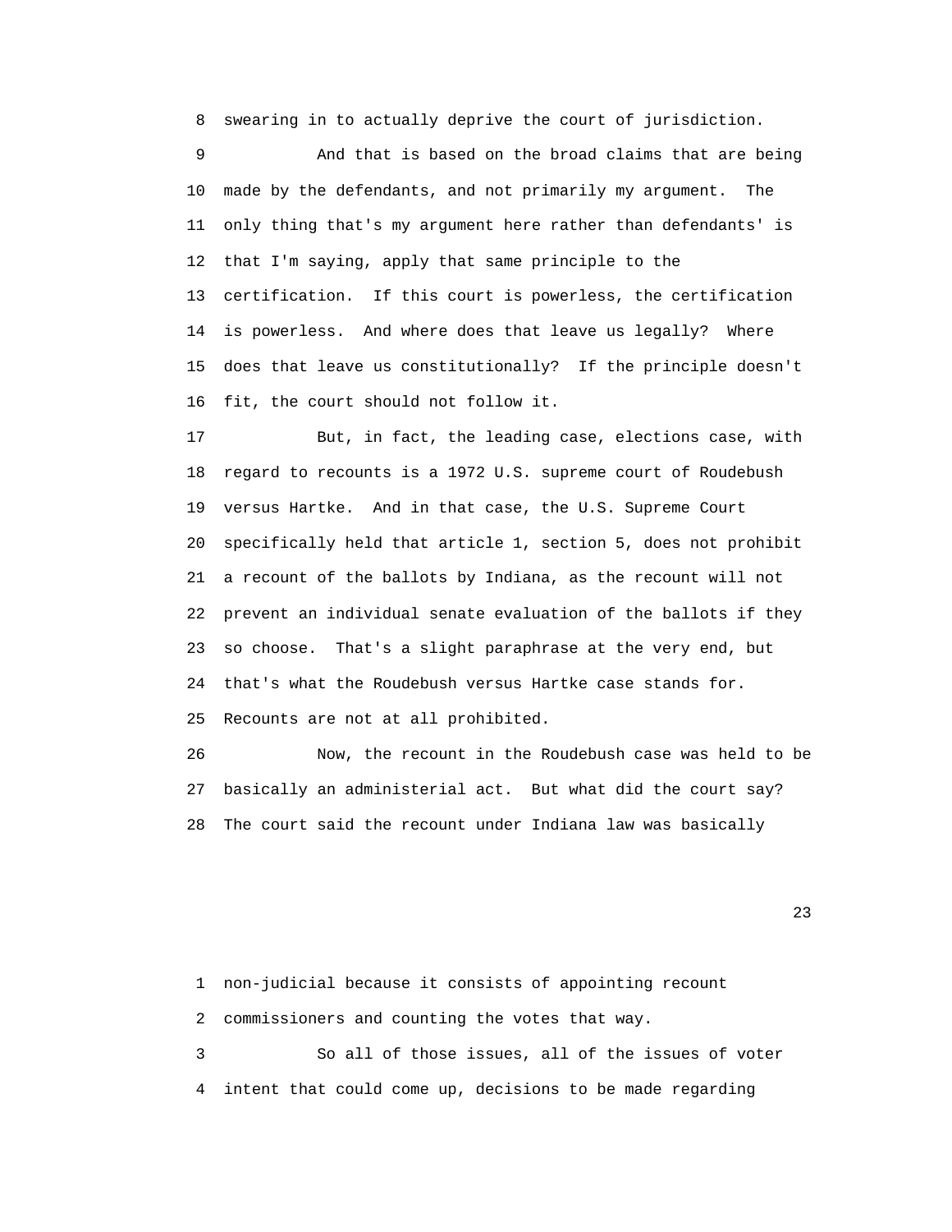swearing in to actually deprive the court of jurisdiction.

And that is based on the broad claims that are being made by the defendants, and not primarily my argument. The only thing that's my argument here rather than defendants' is that I'm saying, apply that same principle to the certification. If this court is powerless, the certification is powerless. And where does that leave us legally? Where does that leave us constitutionally? If the principle doesn't fit, the court should not follow it.

But, in fact, the leading case, elections case, with regard to recounts is a 1972 U.S. supreme court of Roudebush versus Hartke. And in that case, the U.S. Supreme Court specifically held that article 1, section 5, does not prohibit a recount of the ballots by Indiana, as the recount will not prevent an individual senate evaluation of the ballots if they so choose. That's a slight paraphrase at the very end, but that's what the Roudebush versus Hartke case stands for. Recounts are not at all prohibited.

Now, the recount in the Roudebush case was held to be basically an administerial act. But what did the court say? The court said the recount under Indiana law was basically non-judicial because it consists of appointing recount commissioners and counting the votes that way.

So all of those issues, all of the issues of voter intent that could come up, decisions to be made regarding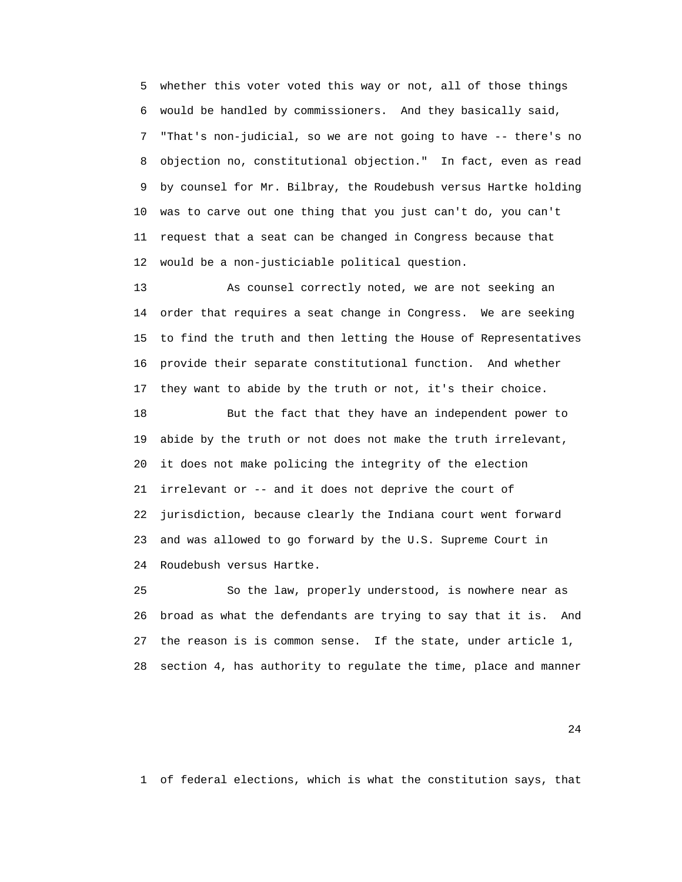whether this voter voted this way or not, all of those things would be handled by commissioners. And they basically said, "That's non-judicial, so we are not going to have -- there's no objection no, constitutional objection." In fact, even as read by counsel for Mr. Bilbray, the Roudebush versus Hartke holding was to carve out one thing that you just can't do, you can't request that a seat can be changed in Congress because that would be a non-justiciable political question.

As counsel correctly noted, we are not seeking an order that requires a seat change in Congress. We are seeking to find the truth and then letting the House of Representatives provide their separate constitutional function. And whether they want to abide by the truth or not, it's their choice.

But the fact that they have an independent power to abide by the truth or not does not make the truth irrelevant, it does not make policing the integrity of the election irrelevant or -- and it does not deprive the court of jurisdiction, because clearly the Indiana court went forward and was allowed to go forward by the U.S. Supreme Court in Roudebush versus Hartke.

So the law, properly understood, is nowhere near as broad as what the defendants are trying to say that it is. And the reason is is common sense. If the state, under article 1, section 4, has authority to regulate the time, place and manner

of federal elections, which is what the constitution says, that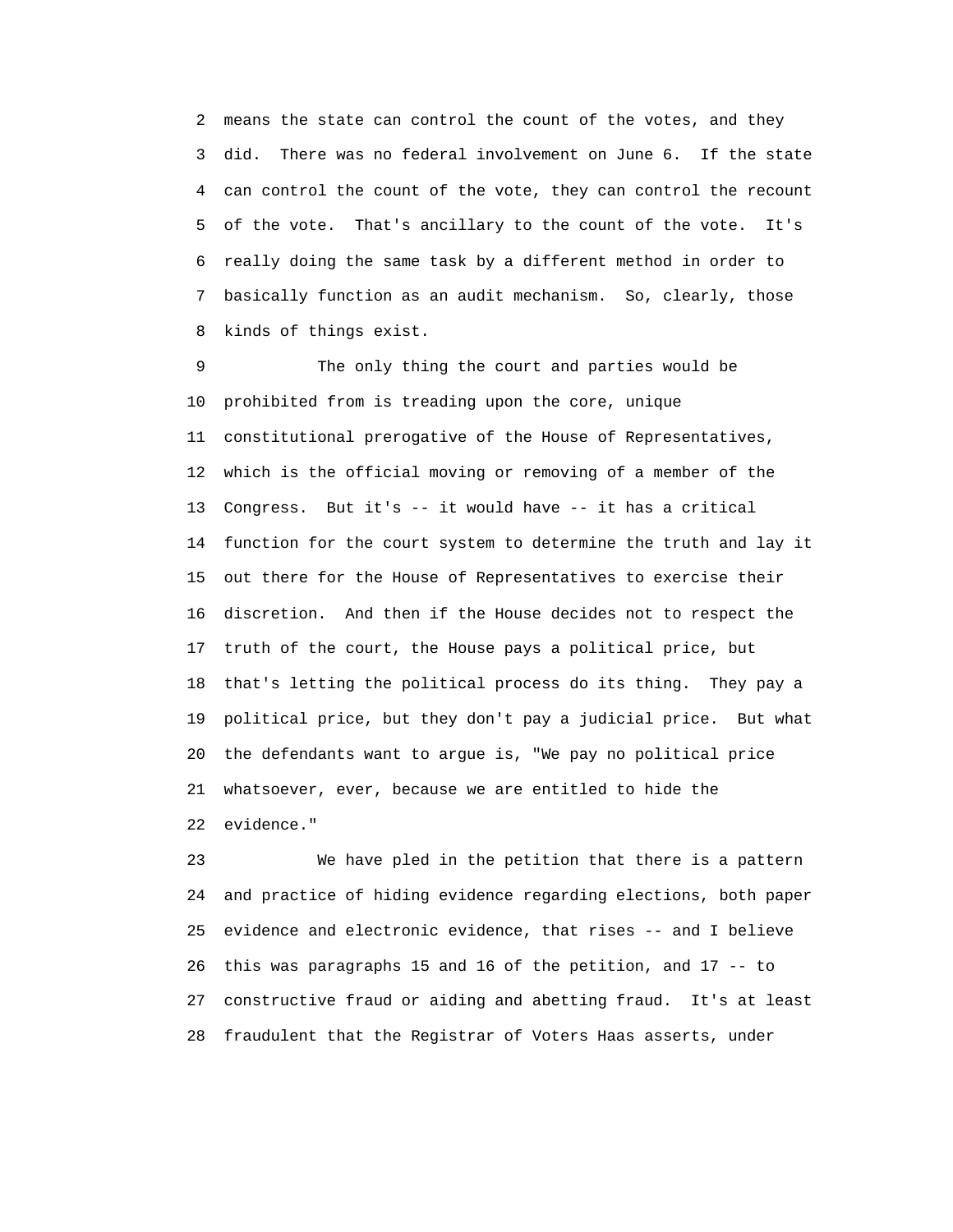means the state can control the count of the votes, and they did. There was no federal involvement on June 6. If the state can control the count of the vote, they can control the recount of the vote. That's ancillary to the count of the vote. It's really doing the same task by a different method in order to basically function as an audit mechanism. So, clearly, those kinds of things exist.

The only thing the court and parties would be prohibited from is treading upon the core, unique constitutional prerogative of the House of Representatives, which is the official moving or removing of a member of the Congress. But it's -- it would have -- it has a critical function for the court system to determine the truth and lay it out there for the House of Representatives to exercise their discretion. And then if the House decides not to respect the truth of the court, the House pays a political price, but that's letting the political process do its thing. They pay a political price, but they don't pay a judicial price. But what the defendants want to argue is, "We pay no political price whatsoever, ever, because we are entitled to hide the evidence."

We have pled in the petition that there is a pattern and practice of hiding evidence regarding elections, both paper evidence and electronic evidence, that rises -- and I believe this was paragraphs 15 and 16 of the petition, and 17 -- to constructive fraud or aiding and abetting fraud. It's at least fraudulent that the Registrar of Voters Haas asserts, under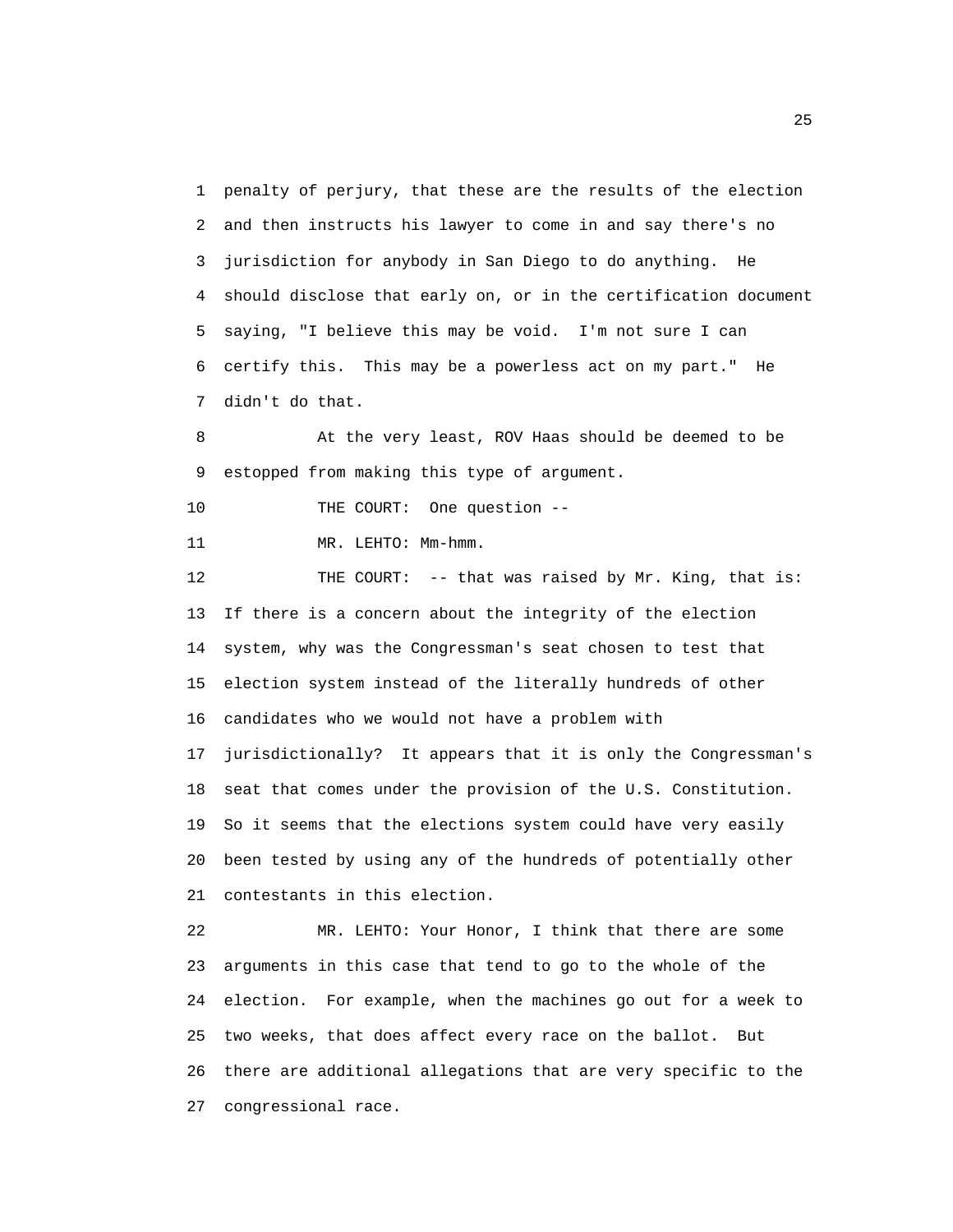1 penalty of perjury, that these are the results of the election
2 and then instructs his lawyer to come in and say there's no
3 jurisdiction for anybody in San Diego to do anything. He
4 should disclose that early on, or in the certification document
5 saying, "I believe this may be void. I'm not sure I can
6 certify this. This may be a powerless act on my part." He
7 didn't do that.

8 At the very least, ROV Haas should be deemed to be
9 estopped from making this type of argument.

10 THE COURT: One question --

11 MR. LEHTO: Mm-hmm.

12 THE COURT: -- that was raised by Mr. King, that is:
13 If there is a concern about the integrity of the election
14 system, why was the Congressman's seat chosen to test that
15 election system instead of the literally hundreds of other
16 candidates who we would not have a problem with
17 jurisdictionally? It appears that it is only the Congressman's
18 seat that comes under the provision of the U.S. Constitution.
19 So it seems that the elections system could have very easily
20 been tested by using any of the hundreds of potentially other
21 contestants in this election.

22 MR. LEHTO: Your Honor, I think that there are some
23 arguments in this case that tend to go to the whole of the
24 election. For example, when the machines go out for a week to
25 two weeks, that does affect every race on the ballot. But
26 there are additional allegations that are very specific to the
27 congressional race.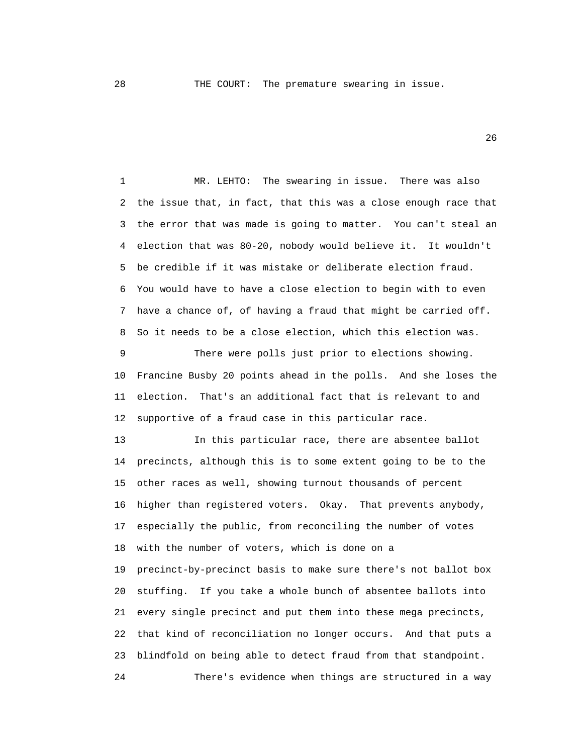28 THE COURT: The premature swearing in issue.

1 MR. LEHTO: The swearing in issue. There was also
2 the issue that, in fact, that this was a close enough race that
3 the error that was made is going to matter. You can't steal an
4 election that was 80-20, nobody would believe it. It wouldn't
5 be credible if it was mistake or deliberate election fraud.
6 You would have to have a close election to begin with to even
7 have a chance of, of having a fraud that might be carried off.
8 So it needs to be a close election, which this election was.
9 There were polls just prior to elections showing.
10 Francine Busby 20 points ahead in the polls. And she loses the
11 election. That's an additional fact that is relevant to and
12 supportive of a fraud case in this particular race.
13 In this particular race, there are absentee ballot
14 precincts, although this is to some extent going to be to the
15 other races as well, showing turnout thousands of percent
16 higher than registered voters. Okay. That prevents anybody,
17 especially the public, from reconciling the number of votes
18 with the number of voters, which is done on a
19 precinct-by-precinct basis to make sure there's not ballot box
20 stuffing. If you take a whole bunch of absentee ballots into
21 every single precinct and put them into these mega precincts,
22 that kind of reconciliation no longer occurs. And that puts a
23 blindfold on being able to detect fraud from that standpoint.
24 There's evidence when things are structured in a way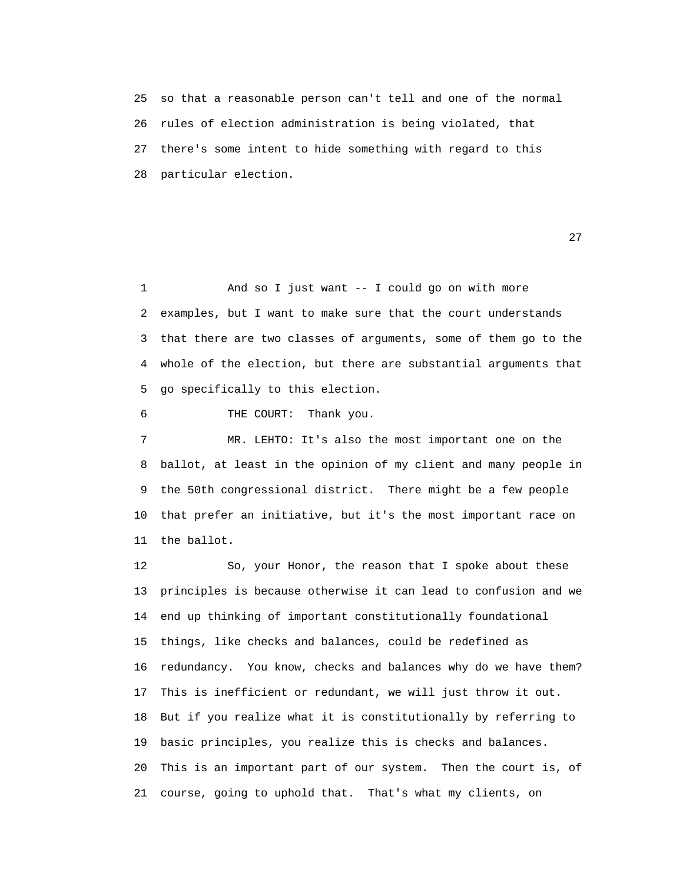so that a reasonable person can't tell and one of the normal rules of election administration is being violated, that there's some intent to hide something with regard to this particular election.

And so I just want -- I could go on with more examples, but I want to make sure that the court understands that there are two classes of arguments, some of them go to the whole of the election, but there are substantial arguments that go specifically to this election.

THE COURT: Thank you.

MR. LEHTO: It's also the most important one on the ballot, at least in the opinion of my client and many people in the 50th congressional district. There might be a few people that prefer an initiative, but it's the most important race on the ballot.

So, your Honor, the reason that I spoke about these principles is because otherwise it can lead to confusion and we end up thinking of important constitutionally foundational things, like checks and balances, could be redefined as redundancy. You know, checks and balances why do we have them? This is inefficient or redundant, we will just throw it out. But if you realize what it is constitutionally by referring to basic principles, you realize this is checks and balances. This is an important part of our system. Then the court is, of course, going to uphold that. That's what my clients, on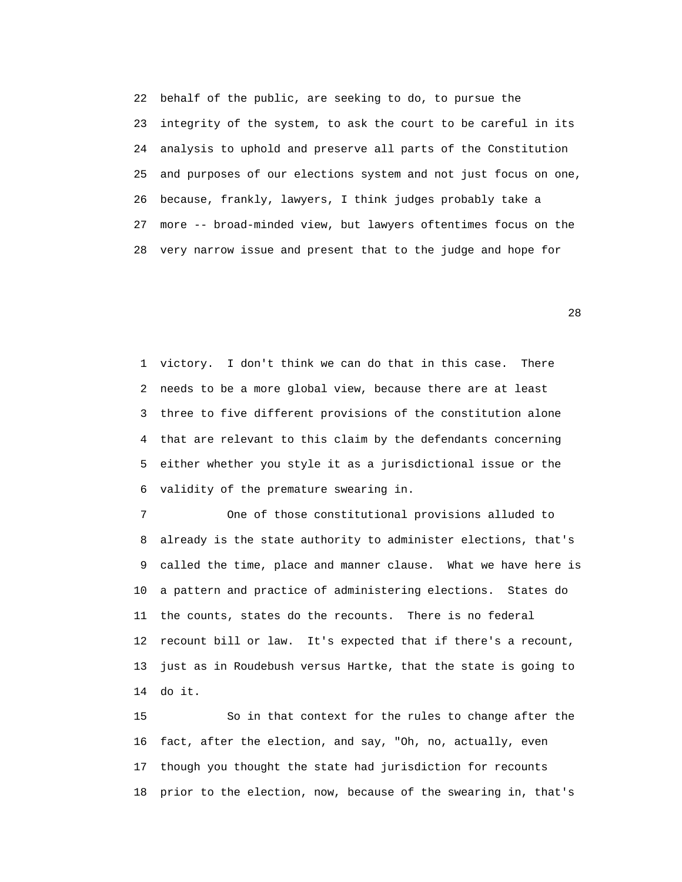22 behalf of the public, are seeking to do, to pursue the
23 integrity of the system, to ask the court to be careful in its
24 analysis to uphold and preserve all parts of the Constitution
25 and purposes of our elections system and not just focus on one,
26 because, frankly, lawyers, I think judges probably take a
27 more -- broad-minded view, but lawyers oftentimes focus on the
28 very narrow issue and present that to the judge and hope for

1 victory. I don't think we can do that in this case. There
2 needs to be a more global view, because there are at least
3 three to five different provisions of the constitution alone
4 that are relevant to this claim by the defendants concerning
5 either whether you style it as a jurisdictional issue or the
6 validity of the premature swearing in.

7 One of those constitutional provisions alluded to
8 already is the state authority to administer elections, that's
9 called the time, place and manner clause. What we have here is
10 a pattern and practice of administering elections. States do
11 the counts, states do the recounts. There is no federal
12 recount bill or law. It's expected that if there's a recount,
13 just as in Roudebush versus Hartke, that the state is going to
14 do it.

15 So in that context for the rules to change after the
16 fact, after the election, and say, "Oh, no, actually, even
17 though you thought the state had jurisdiction for recounts
18 prior to the election, now, because of the swearing in, that's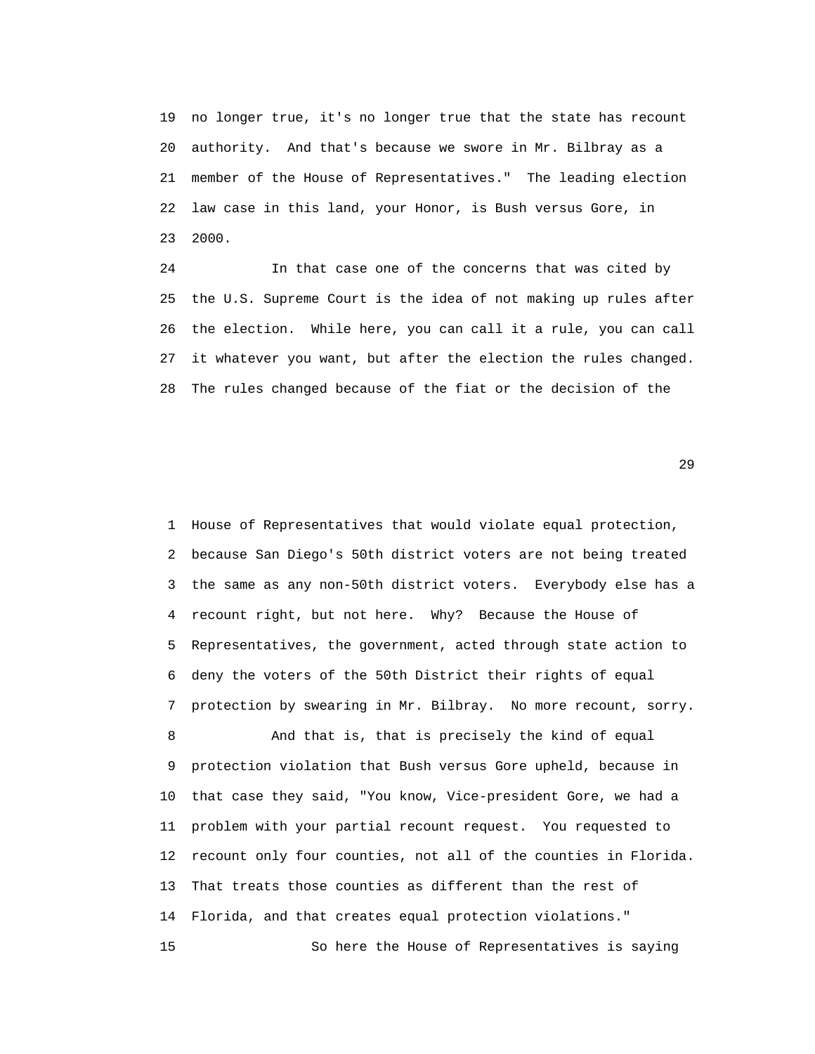no longer true, it's no longer true that the state has recount authority. And that's because we swore in Mr. Bilbray as a member of the House of Representatives." The leading election law case in this land, your Honor, is Bush versus Gore, in 2000.

In that case one of the concerns that was cited by the U.S. Supreme Court is the idea of not making up rules after the election. While here, you can call it a rule, you can call it whatever you want, but after the election the rules changed. The rules changed because of the fiat or the decision of the House of Representatives that would violate equal protection, because San Diego's 50th district voters are not being treated the same as any non-50th district voters. Everybody else has a recount right, but not here. Why? Because the House of Representatives, the government, acted through state action to deny the voters of the 50th District their rights of equal protection by swearing in Mr. Bilbray. No more recount, sorry.

And that is, that is precisely the kind of equal protection violation that Bush versus Gore upheld, because in that case they said, "You know, Vice-president Gore, we had a problem with your partial recount request. You requested to recount only four counties, not all of the counties in Florida. That treats those counties as different than the rest of Florida, and that creates equal protection violations."

So here the House of Representatives is saying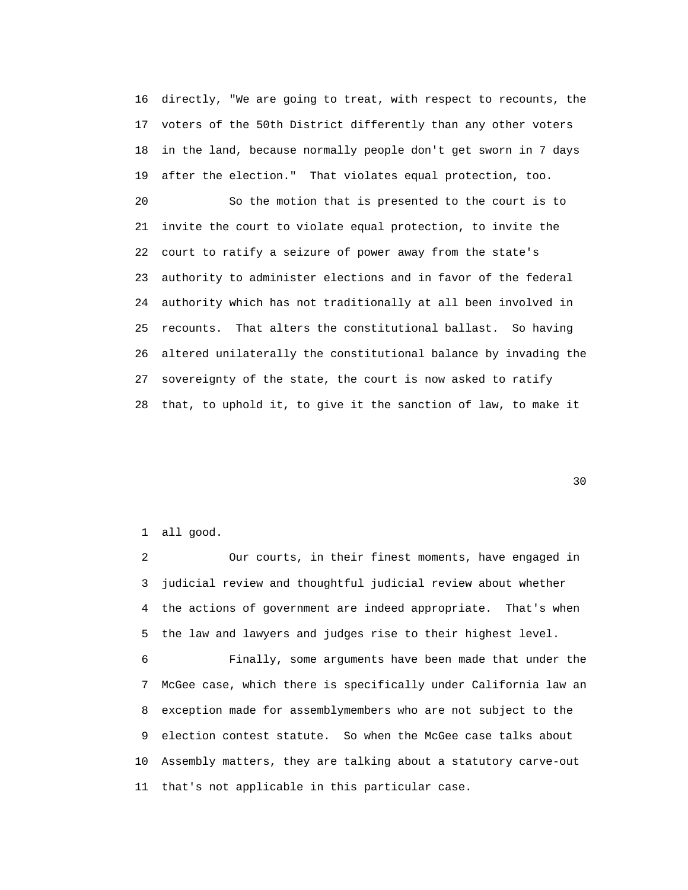16 directly, "We are going to treat, with respect to recounts, the
17 voters of the 50th District differently than any other voters
18 in the land, because normally people don't get sworn in 7 days
19 after the election." That violates equal protection, too.

20 So the motion that is presented to the court is to
21 invite the court to violate equal protection, to invite the
22 court to ratify a seizure of power away from the state's
23 authority to administer elections and in favor of the federal
24 authority which has not traditionally at all been involved in
25 recounts. That alters the constitutional ballast. So having
26 altered unilaterally the constitutional balance by invading the
27 sovereignty of the state, the court is now asked to ratify
28 that, to uphold it, to give it the sanction of law, to make it

1 all good.

2 Our courts, in their finest moments, have engaged in
3 judicial review and thoughtful judicial review about whether
4 the actions of government are indeed appropriate. That's when
5 the law and lawyers and judges rise to their highest level.

6 Finally, some arguments have been made that under the
7 McGee case, which there is specifically under California law an
8 exception made for assemblymembers who are not subject to the
9 election contest statute. So when the McGee case talks about
10 Assembly matters, they are talking about a statutory carve-out
11 that's not applicable in this particular case.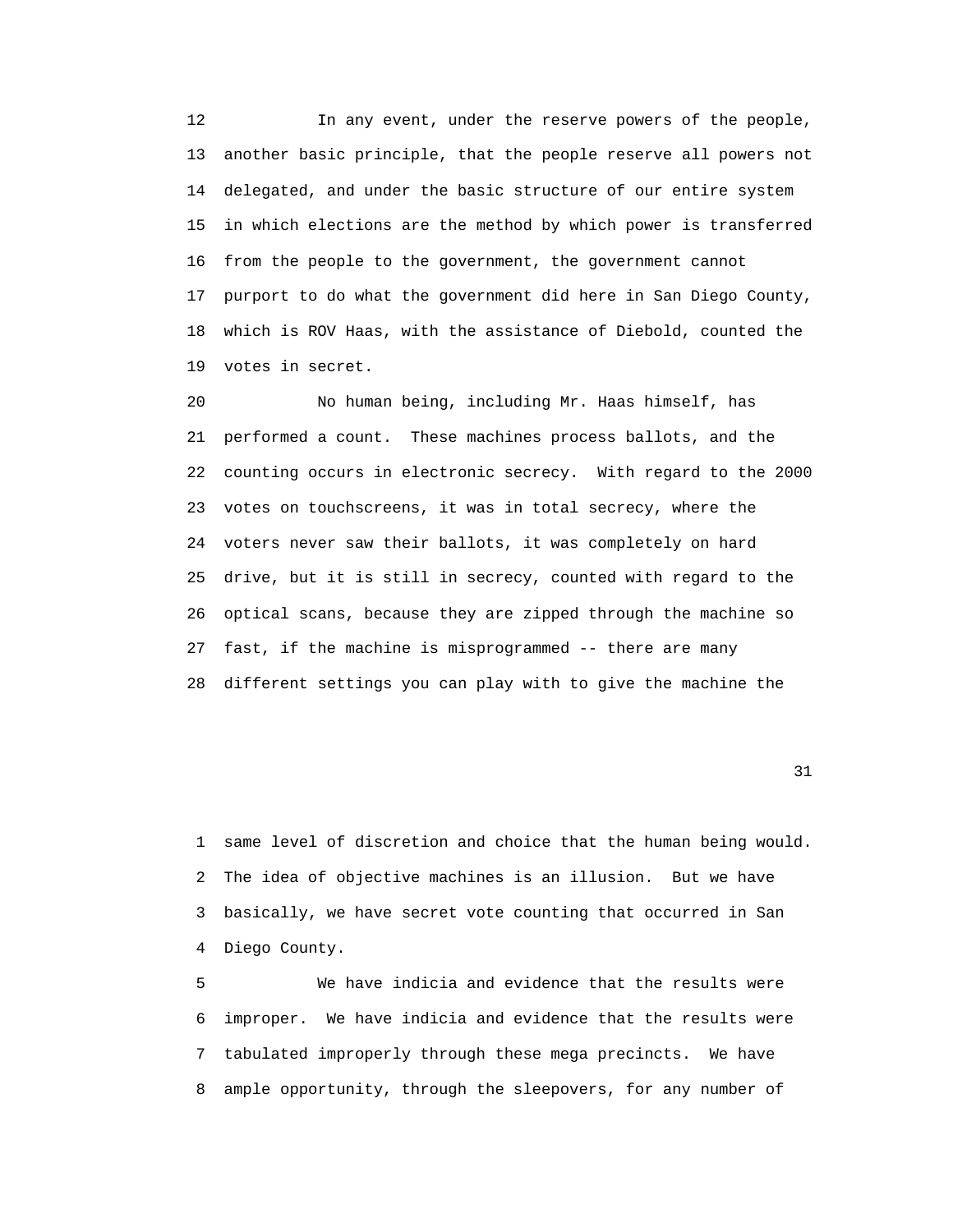12 In any event, under the reserve powers of the people,
13 another basic principle, that the people reserve all powers not
14 delegated, and under the basic structure of our entire system
15 in which elections are the method by which power is transferred
16 from the people to the government, the government cannot
17 purport to do what the government did here in San Diego County,
18 which is ROV Haas, with the assistance of Diebold, counted the
19 votes in secret.

20 No human being, including Mr. Haas himself, has
21 performed a count. These machines process ballots, and the
22 counting occurs in electronic secrecy. With regard to the 2000
23 votes on touchscreens, it was in total secrecy, where the
24 voters never saw their ballots, it was completely on hard
25 drive, but it is still in secrecy, counted with regard to the
26 optical scans, because they are zipped through the machine so
27 fast, if the machine is misprogrammed -- there are many
28 different settings you can play with to give the machine the

1 same level of discretion and choice that the human being would.
2 The idea of objective machines is an illusion. But we have
3 basically, we have secret vote counting that occurred in San
4 Diego County.

5 We have indicia and evidence that the results were
6 improper. We have indicia and evidence that the results were
7 tabulated improperly through these mega precincts. We have
8 ample opportunity, through the sleepovers, for any number of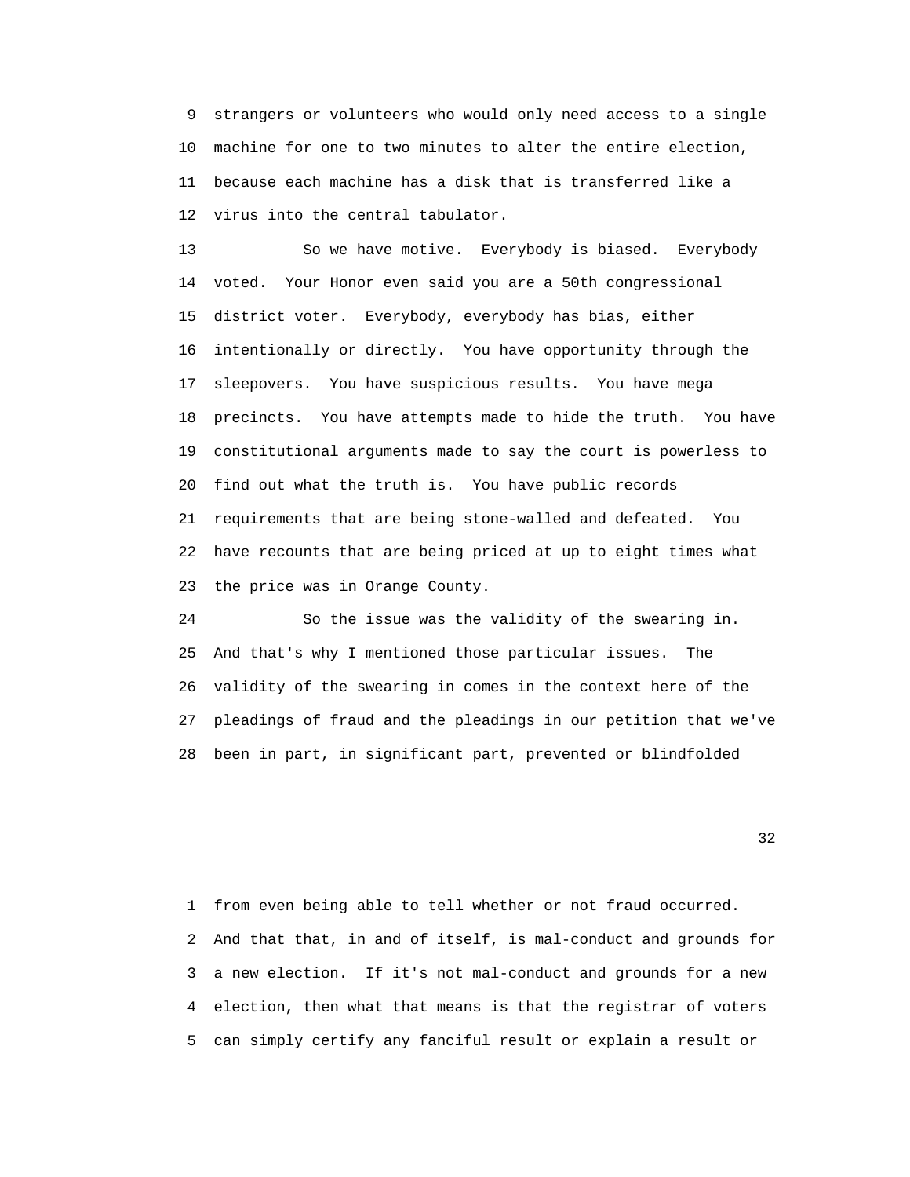strangers or volunteers who would only need access to a single machine for one to two minutes to alter the entire election, because each machine has a disk that is transferred like a virus into the central tabulator.

So we have motive. Everybody is biased. Everybody voted. Your Honor even said you are a 50th congressional district voter. Everybody, everybody has bias, either intentionally or directly. You have opportunity through the sleepovers. You have suspicious results. You have mega precincts. You have attempts made to hide the truth. You have constitutional arguments made to say the court is powerless to find out what the truth is. You have public records requirements that are being stone-walled and defeated. You have recounts that are being priced at up to eight times what the price was in Orange County.

So the issue was the validity of the swearing in. And that's why I mentioned those particular issues. The validity of the swearing in comes in the context here of the pleadings of fraud and the pleadings in our petition that we've been in part, in significant part, prevented or blindfolded from even being able to tell whether or not fraud occurred. And that that, in and of itself, is mal-conduct and grounds for a new election. If it's not mal-conduct and grounds for a new election, then what that means is that the registrar of voters can simply certify any fanciful result or explain a result or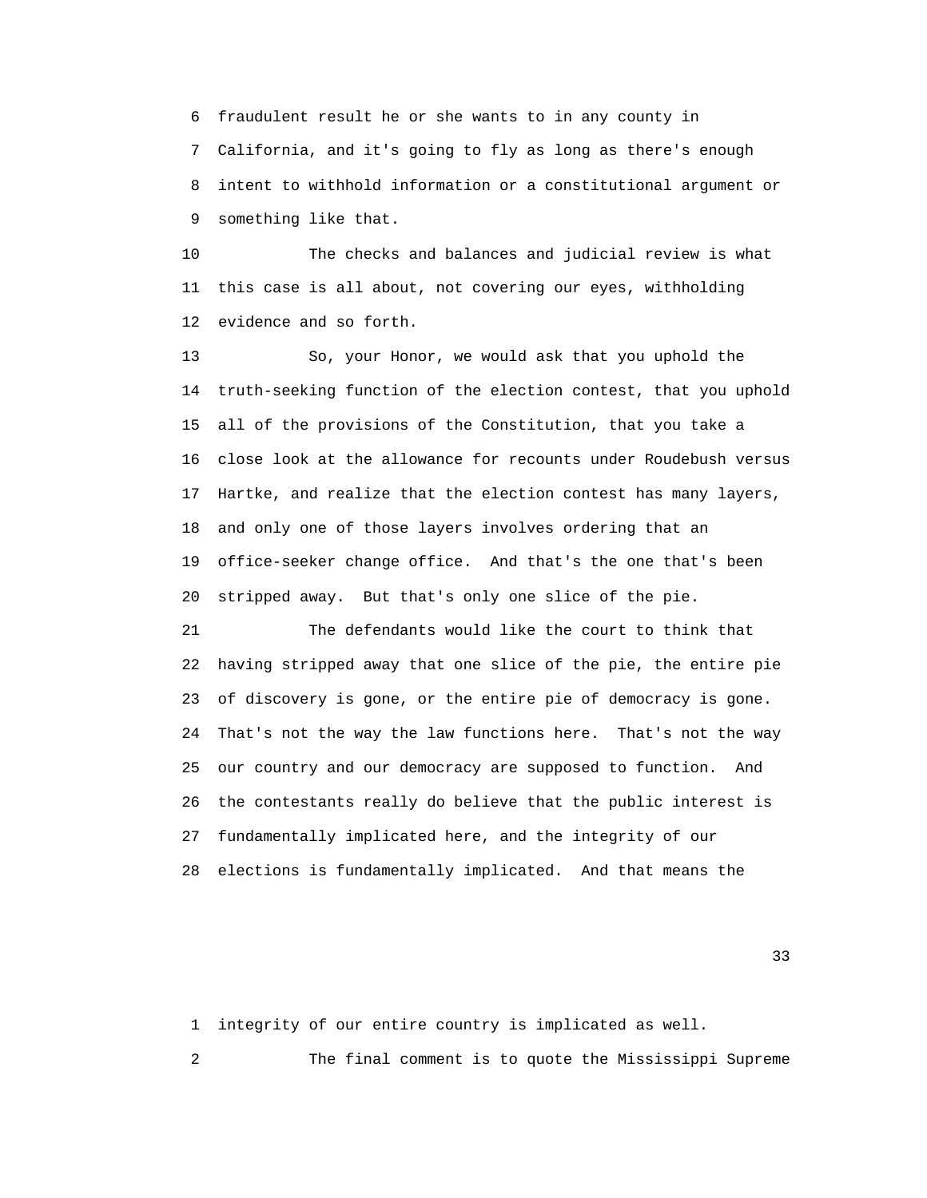fraudulent result he or she wants to in any county in California, and it's going to fly as long as there's enough intent to withhold information or a constitutional argument or something like that.

The checks and balances and judicial review is what this case is all about, not covering our eyes, withholding evidence and so forth.

So, your Honor, we would ask that you uphold the truth-seeking function of the election contest, that you uphold all of the provisions of the Constitution, that you take a close look at the allowance for recounts under Roudebush versus Hartke, and realize that the election contest has many layers, and only one of those layers involves ordering that an office-seeker change office. And that's the one that's been stripped away. But that's only one slice of the pie.

The defendants would like the court to think that having stripped away that one slice of the pie, the entire pie of discovery is gone, or the entire pie of democracy is gone. That's not the way the law functions here. That's not the way our country and our democracy are supposed to function. And the contestants really do believe that the public interest is fundamentally implicated here, and the integrity of our elections is fundamentally implicated. And that means the integrity of our entire country is implicated as well.

The final comment is to quote the Mississippi Supreme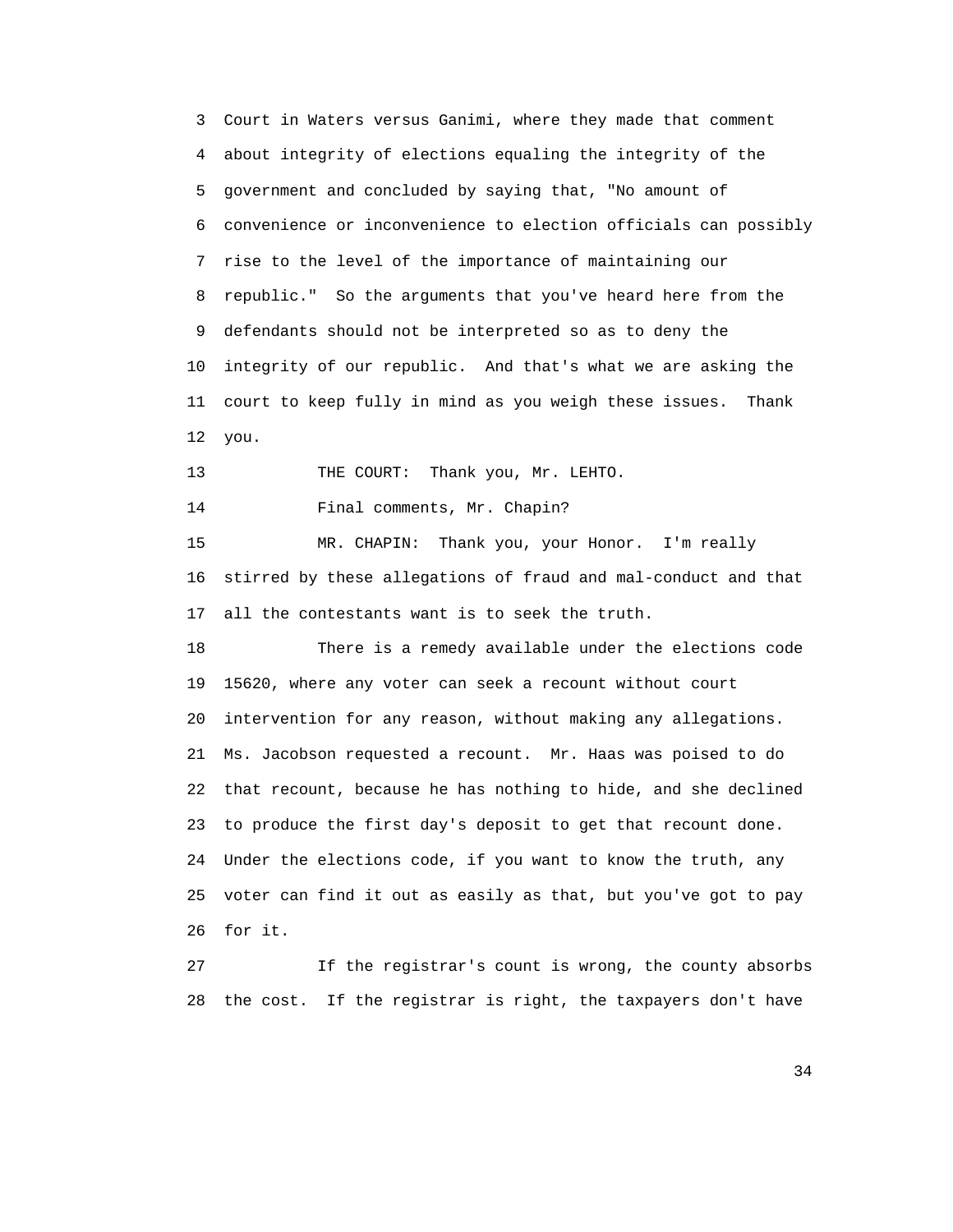Court in Waters versus Ganimi, where they made that comment about integrity of elections equaling the integrity of the government and concluded by saying that, "No amount of convenience or inconvenience to election officials can possibly rise to the level of the importance of maintaining our republic." So the arguments that you've heard here from the defendants should not be interpreted so as to deny the integrity of our republic. And that's what we are asking the court to keep fully in mind as you weigh these issues. Thank you.

THE COURT: Thank you, Mr. LEHTO.

Final comments, Mr. Chapin?

MR. CHAPIN: Thank you, your Honor. I'm really stirred by these allegations of fraud and mal-conduct and that all the contestants want is to seek the truth.

There is a remedy available under the elections code 15620, where any voter can seek a recount without court intervention for any reason, without making any allegations. Ms. Jacobson requested a recount. Mr. Haas was poised to do that recount, because he has nothing to hide, and she declined to produce the first day's deposit to get that recount done. Under the elections code, if you want to know the truth, any voter can find it out as easily as that, but you've got to pay for it.

If the registrar's count is wrong, the county absorbs the cost. If the registrar is right, the taxpayers don't have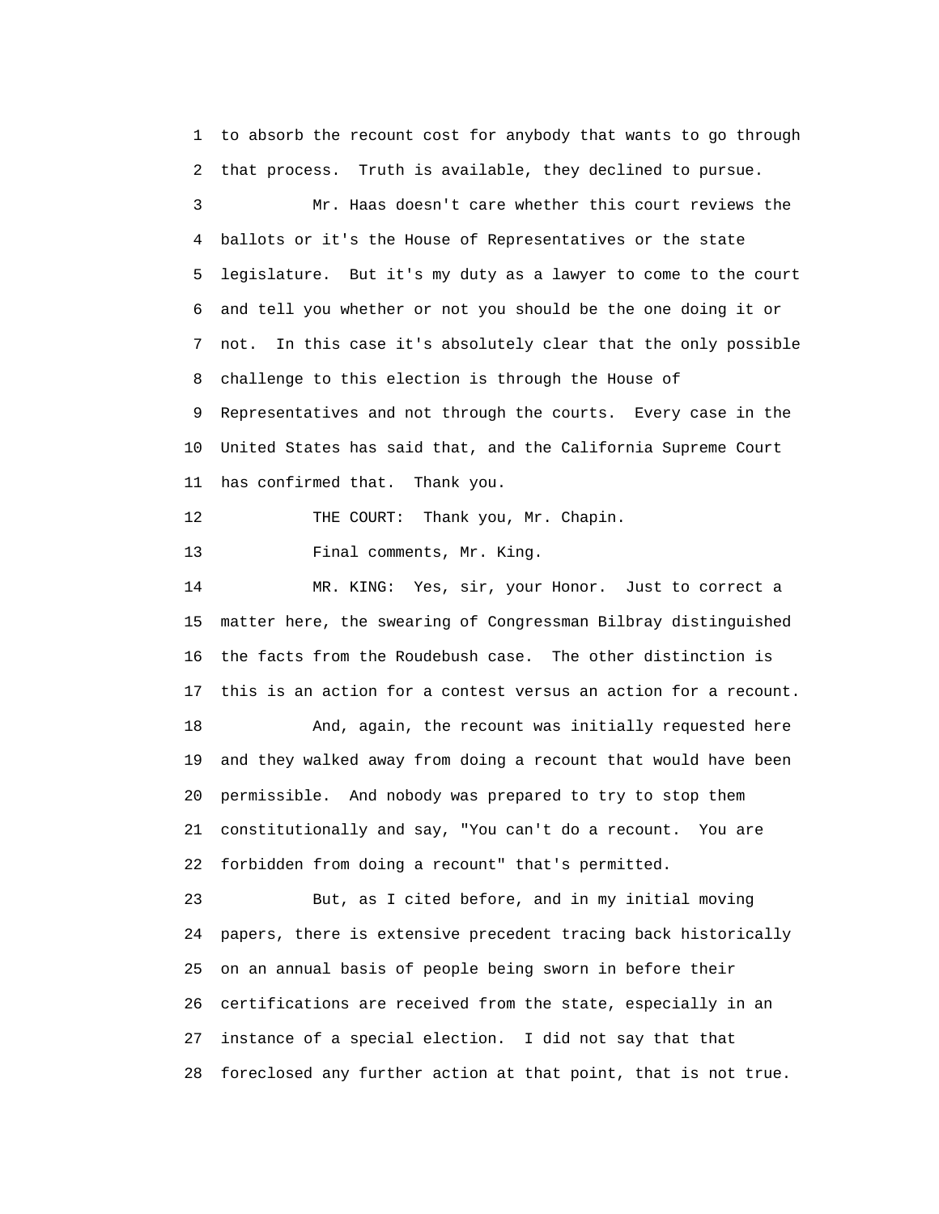to absorb the recount cost for anybody that wants to go through that process. Truth is available, they declined to pursue.

Mr. Haas doesn't care whether this court reviews the ballots or it's the House of Representatives or the state legislature. But it's my duty as a lawyer to come to the court and tell you whether or not you should be the one doing it or not. In this case it's absolutely clear that the only possible challenge to this election is through the House of Representatives and not through the courts. Every case in the United States has said that, and the California Supreme Court has confirmed that. Thank you.

THE COURT: Thank you, Mr. Chapin.

Final comments, Mr. King.

MR. KING: Yes, sir, your Honor. Just to correct a matter here, the swearing of Congressman Bilbray distinguished the facts from the Roudebush case. The other distinction is this is an action for a contest versus an action for a recount.

And, again, the recount was initially requested here and they walked away from doing a recount that would have been permissible. And nobody was prepared to try to stop them constitutionally and say, "You can't do a recount. You are forbidden from doing a recount" that's permitted.

But, as I cited before, and in my initial moving papers, there is extensive precedent tracing back historically on an annual basis of people being sworn in before their certifications are received from the state, especially in an instance of a special election. I did not say that that foreclosed any further action at that point, that is not true.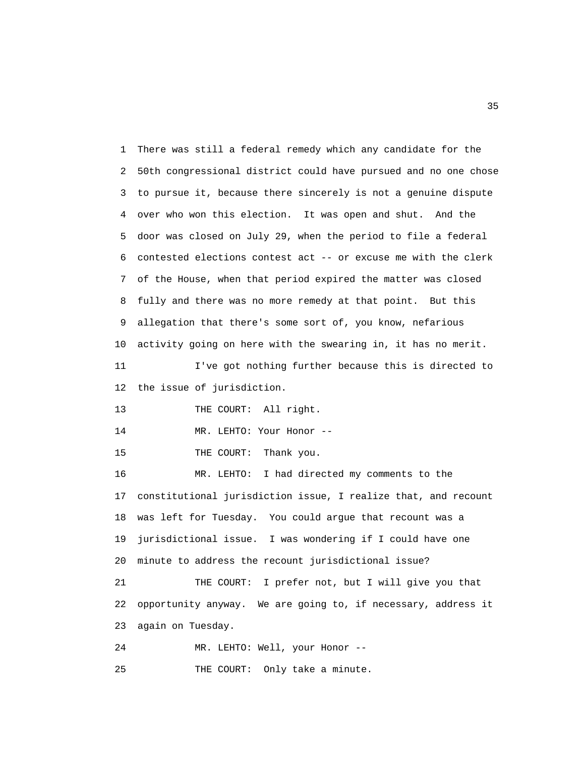1 There was still a federal remedy which any candidate for the
2 50th congressional district could have pursued and no one chose
3 to pursue it, because there sincerely is not a genuine dispute
4 over who won this election. It was open and shut. And the
5 door was closed on July 29, when the period to file a federal
6 contested elections contest act -- or excuse me with the clerk
7 of the House, when that period expired the matter was closed
8 fully and there was no more remedy at that point. But this
9 allegation that there's some sort of, you know, nefarious
10 activity going on here with the swearing in, it has no merit.
11 I've got nothing further because this is directed to
12 the issue of jurisdiction.
13 THE COURT: All right.
14 MR. LEHTO: Your Honor --
15 THE COURT: Thank you.
16 MR. LEHTO: I had directed my comments to the
17 constitutional jurisdiction issue, I realize that, and recount
18 was left for Tuesday. You could argue that recount was a
19 jurisdictional issue. I was wondering if I could have one
20 minute to address the recount jurisdictional issue?
21 THE COURT: I prefer not, but I will give you that
22 opportunity anyway. We are going to, if necessary, address it
23 again on Tuesday.
24 MR. LEHTO: Well, your Honor --
25 THE COURT: Only take a minute.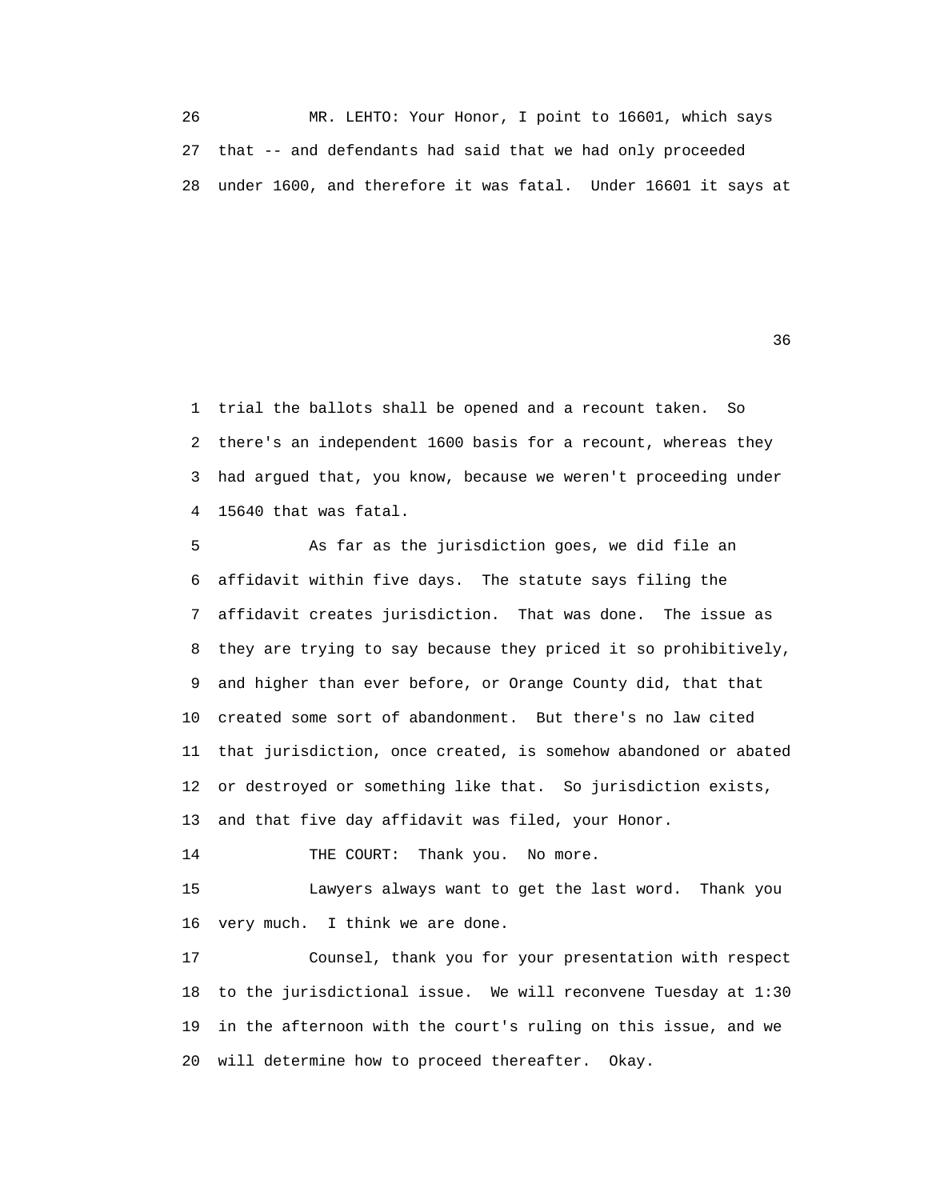26 MR. LEHTO: Your Honor, I point to 16601, which says
27 that -- and defendants had said that we had only proceeded
28 under 1600, and therefore it was fatal. Under 16601 it says at

1 trial the ballots shall be opened and a recount taken. So
2 there's an independent 1600 basis for a recount, whereas they
3 had argued that, you know, because we weren't proceeding under
4 15640 that was fatal.

5 As far as the jurisdiction goes, we did file an
6 affidavit within five days. The statute says filing the
7 affidavit creates jurisdiction. That was done. The issue as
8 they are trying to say because they priced it so prohibitively,
9 and higher than ever before, or Orange County did, that that
10 created some sort of abandonment. But there's no law cited
11 that jurisdiction, once created, is somehow abandoned or abated
12 or destroyed or something like that. So jurisdiction exists,
13 and that five day affidavit was filed, your Honor.

14 THE COURT: Thank you. No more.

15 Lawyers always want to get the last word. Thank you
16 very much. I think we are done.

17 Counsel, thank you for your presentation with respect
18 to the jurisdictional issue. We will reconvene Tuesday at 1:30
19 in the afternoon with the court's ruling on this issue, and we
20 will determine how to proceed thereafter. Okay.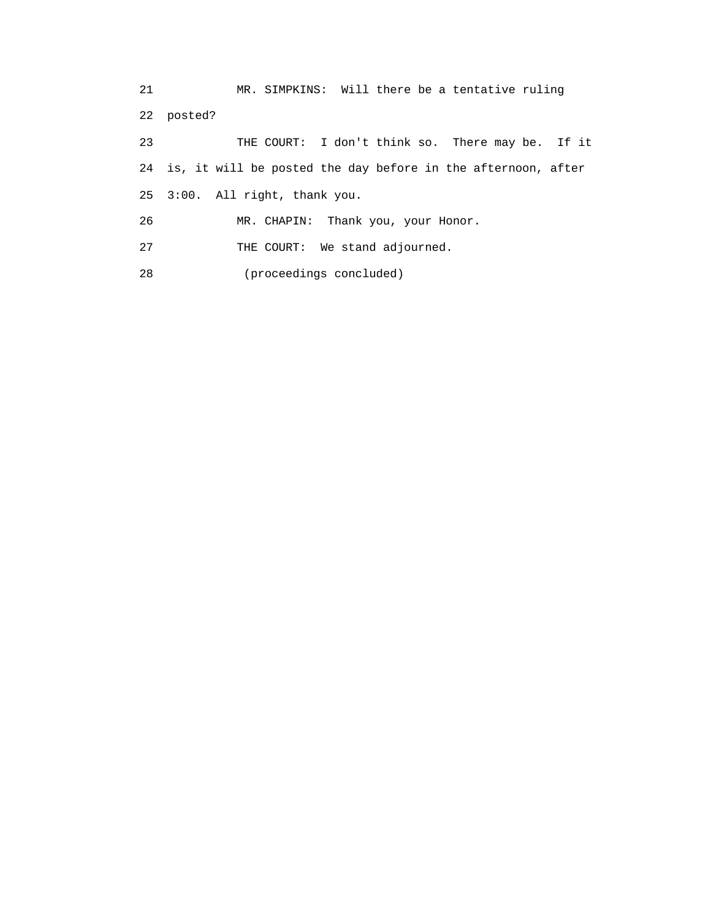21 MR. SIMPKINS: Will there be a tentative ruling

22 posted?

23 THE COURT: I don't think so. There may be. If it

24 is, it will be posted the day before in the afternoon, after

25 3:00. All right, thank you.

26 MR. CHAPIN: Thank you, your Honor.

27 THE COURT: We stand adjourned.

28 (proceedings concluded)